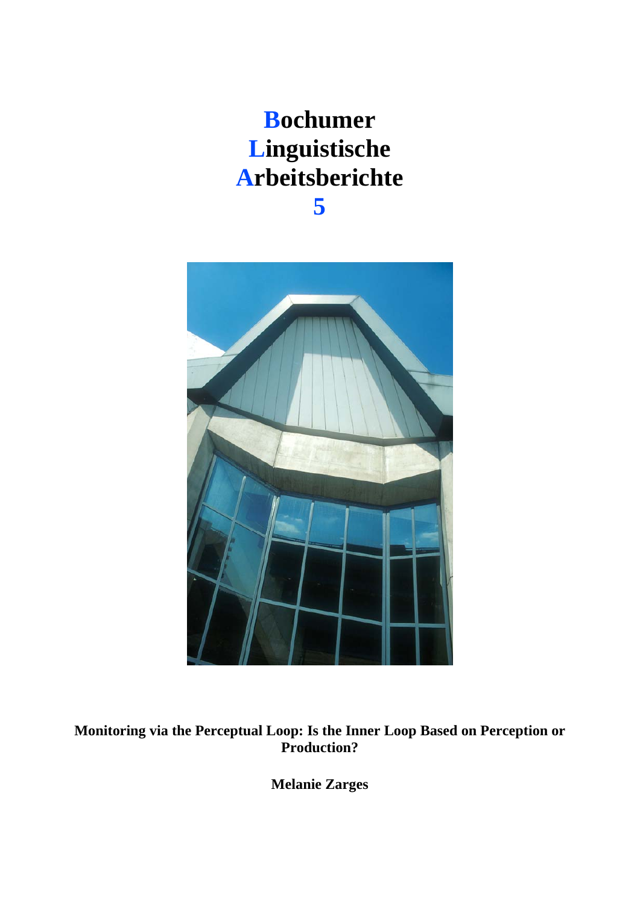# Bochumer Linguistische Arbeitsberichte 5

**Monitoring via the Perceptual Loop: Is the Inner Loop Based on Perception or Production?**

**Melanie Zarges**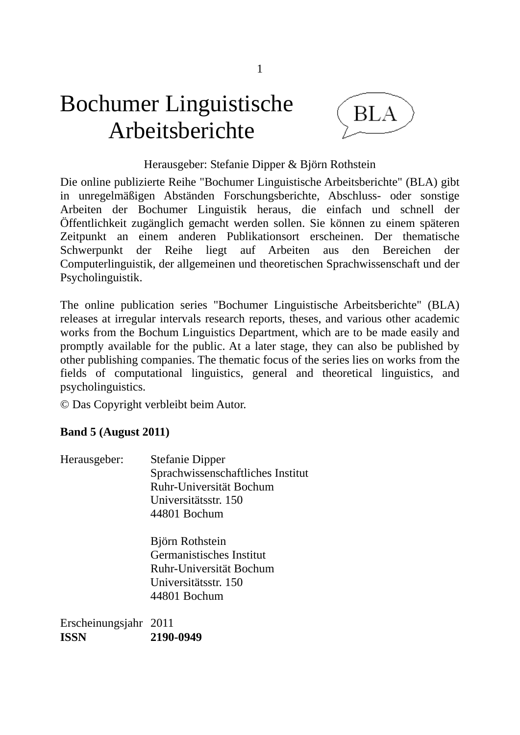# Bochumer Linguistische Arbeitsberichte

BLA

Herausgeber: Stefanie Dipper & Björn Rothstein

Die online publizierte Reihe "Bochumer Linguistische Arbeitsberichte" (BLA) gibt in unregelmäßigen Abständen Forschungsberichte, Abschluss- oder sonstige Arbeiten der Bochumer Linguistik heraus, die einfach und schnell der Öffentlichkeit zugänglich gemacht werden sollen. Sie können zu einem späteren Zeitpunkt an einem anderen Publikationsort erscheinen. Der thematische Schwerpunkt der Reihe liegt auf Arbeiten aus den Bereichen der Computerlinguistik, der allgemeinen und theoretischen Sprachwissenschaft und der Psycholinguistik.

The online publication series "Bochumer Linguistische Arbeitsberichte" (BLA) releases at irregular intervals research reports, theses, and various other academic works from the Bochum Linguistics Department, which are to be made easily and promptly available for the public. At a later stage, they can also be published by other publishing companies. The thematic focus of the series lies on works from the fields of computational linguistics, general and theoretical linguistics, and psycholinguistics.

© Das Copyright verbleibt beim Autor.

**Band 5 (August 2011)**

Herausgeber:
Stefanie Dipper
Sprachwissenschaftliches Institut
Ruhr-Universität Bochum
Universitätsstr. 150
44801 Bochum

Björn Rothstein
Germanistisches Institut
Ruhr-Universität Bochum
Universitätsstr. 150
44801 Bochum

Erscheinungsjahr 2011
**ISSN 2190-0949**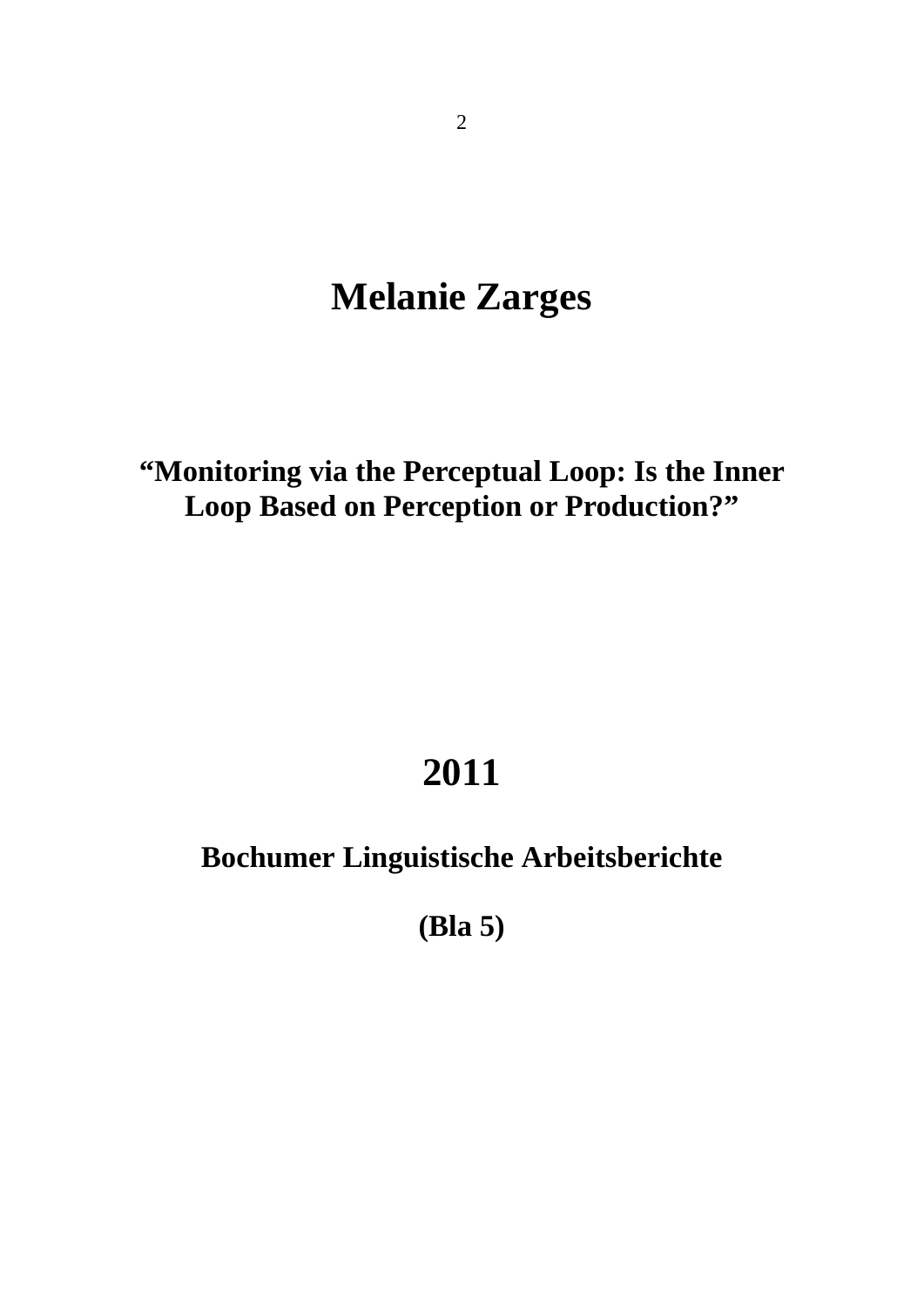# Melanie Zarges

## “Monitoring via the Perceptual Loop: Is the Inner Loop Based on Perception or Production?”

## 2011

## Bochumer Linguistische Arbeitsberichte

## (Bla 5)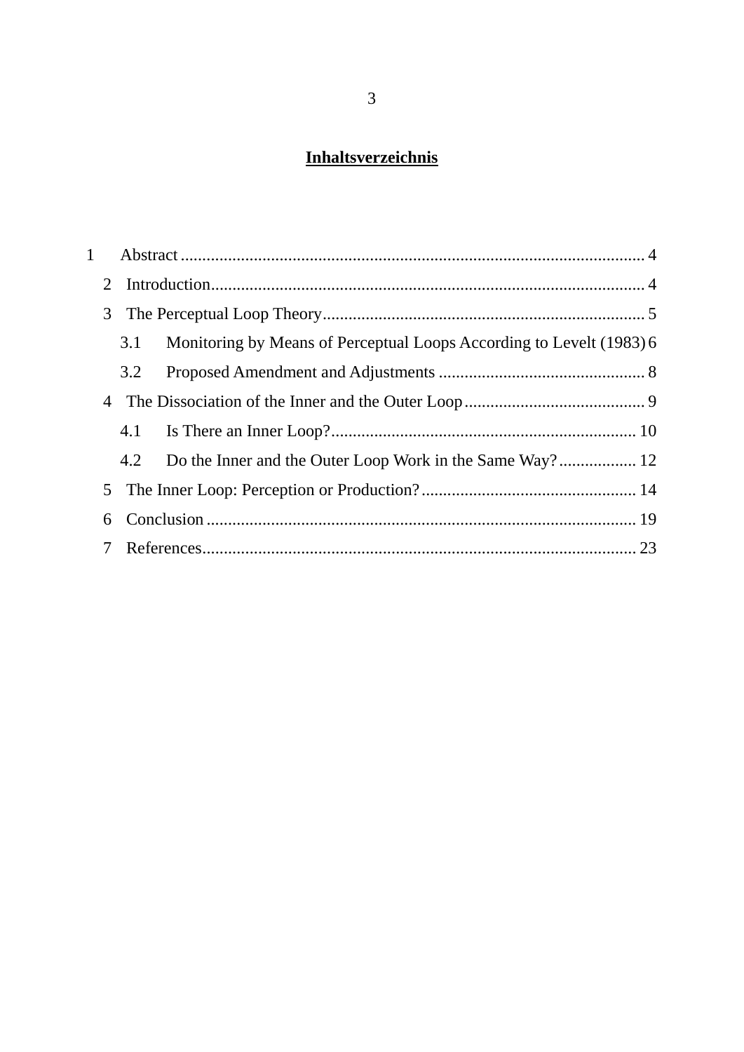# Inhaltsverzeichnis

1 Abstract .......................................................................................................... 4

2 Introduction .................................................................................................... 4

3 The Perceptual Loop Theory .......................................................................... 5

3.1 Monitoring by Means of Perceptual Loops According to Levelt (1983) 6

3.2 Proposed Amendment and Adjustments ................................................ 8

4 The Dissociation of the Inner and the Outer Loop .......................................... 9

4.1 Is There an Inner Loop? ....................................................................... 10

4.2 Do the Inner and the Outer Loop Work in the Same Way? .................. 12

5 The Inner Loop: Perception or Production? .................................................. 14

6 Conclusion .................................................................................................. 19

7 References .................................................................................................... 23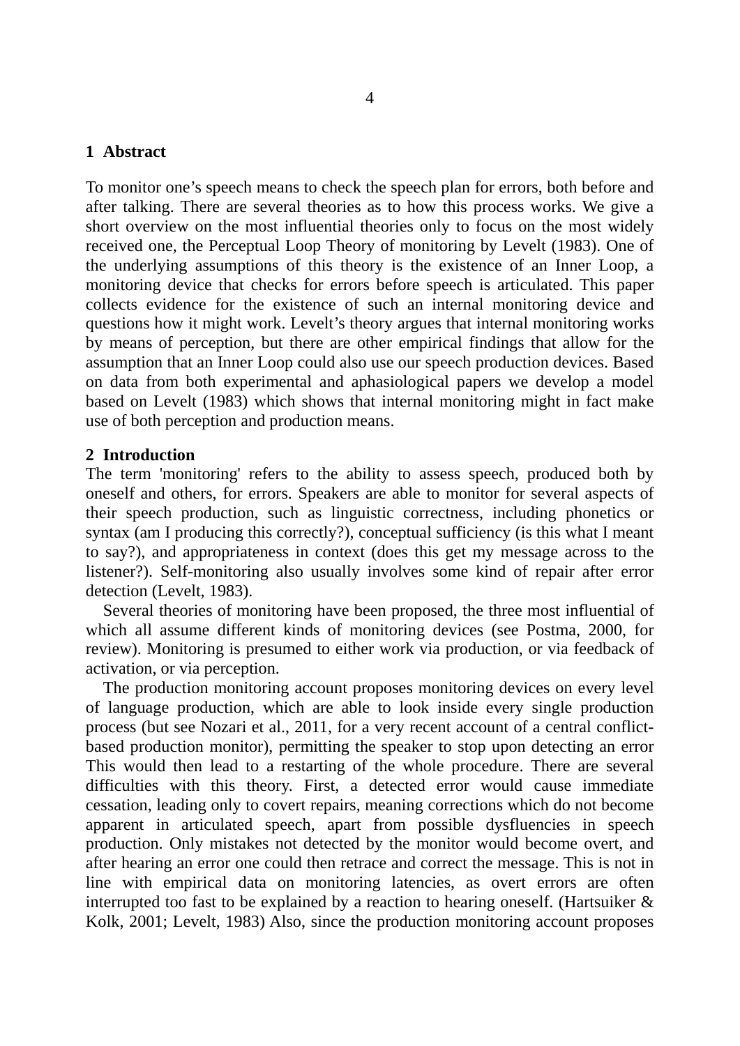## 1 Abstract

To monitor one's speech means to check the speech plan for errors, both before and after talking. There are several theories as to how this process works. We give a short overview on the most influential theories only to focus on the most widely received one, the Perceptual Loop Theory of monitoring by Levelt (1983). One of the underlying assumptions of this theory is the existence of an Inner Loop, a monitoring device that checks for errors before speech is articulated. This paper collects evidence for the existence of such an internal monitoring device and questions how it might work. Levelt's theory argues that internal monitoring works by means of perception, but there are other empirical findings that allow for the assumption that an Inner Loop could also use our speech production devices. Based on data from both experimental and aphasiological papers we develop a model based on Levelt (1983) which shows that internal monitoring might in fact make use of both perception and production means.

## 2 Introduction

The term 'monitoring' refers to the ability to assess speech, produced both by oneself and others, for errors. Speakers are able to monitor for several aspects of their speech production, such as linguistic correctness, including phonetics or syntax (am I producing this correctly?), conceptual sufficiency (is this what I meant to say?), and appropriateness in context (does this get my message across to the listener?). Self-monitoring also usually involves some kind of repair after error detection (Levelt, 1983).

Several theories of monitoring have been proposed, the three most influential of which all assume different kinds of monitoring devices (see Postma, 2000, for review). Monitoring is presumed to either work via production, or via feedback of activation, or via perception.

The production monitoring account proposes monitoring devices on every level of language production, which are able to look inside every single production process (but see Nozari et al., 2011, for a very recent account of a central conflict-based production monitor), permitting the speaker to stop upon detecting an error This would then lead to a restarting of the whole procedure. There are several difficulties with this theory. First, a detected error would cause immediate cessation, leading only to covert repairs, meaning corrections which do not become apparent in articulated speech, apart from possible dysfluencies in speech production. Only mistakes not detected by the monitor would become overt, and after hearing an error one could then retrace and correct the message. This is not in line with empirical data on monitoring latencies, as overt errors are often interrupted too fast to be explained by a reaction to hearing oneself. (Hartsuiker & Kolk, 2001; Levelt, 1983) Also, since the production monitoring account proposes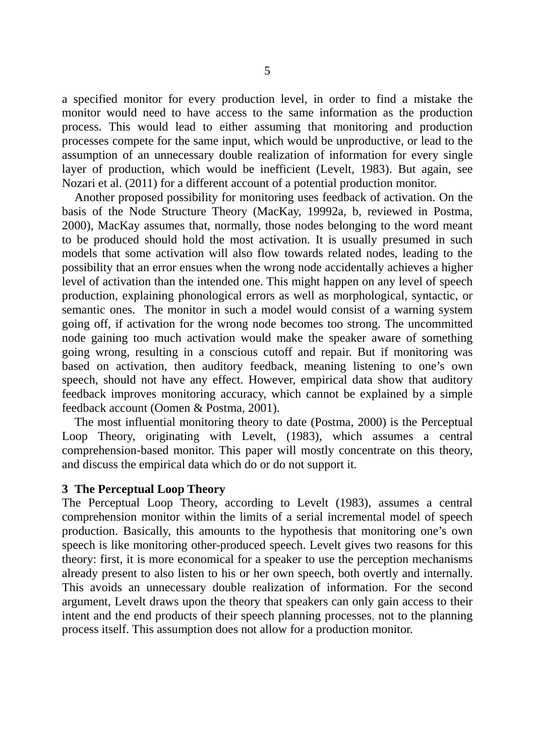a specified monitor for every production level, in order to find a mistake the monitor would need to have access to the same information as the production process. This would lead to either assuming that monitoring and production processes compete for the same input, which would be unproductive, or lead to the assumption of an unnecessary double realization of information for every single layer of production, which would be inefficient (Levelt, 1983). But again, see Nozari et al. (2011) for a different account of a potential production monitor.

Another proposed possibility for monitoring uses feedback of activation. On the basis of the Node Structure Theory (MacKay, 19992a, b, reviewed in Postma, 2000), MacKay assumes that, normally, those nodes belonging to the word meant to be produced should hold the most activation. It is usually presumed in such models that some activation will also flow towards related nodes, leading to the possibility that an error ensues when the wrong node accidentally achieves a higher level of activation than the intended one. This might happen on any level of speech production, explaining phonological errors as well as morphological, syntactic, or semantic ones. The monitor in such a model would consist of a warning system going off, if activation for the wrong node becomes too strong. The uncommitted node gaining too much activation would make the speaker aware of something going wrong, resulting in a conscious cutoff and repair. But if monitoring was based on activation, then auditory feedback, meaning listening to one's own speech, should not have any effect. However, empirical data show that auditory feedback improves monitoring accuracy, which cannot be explained by a simple feedback account (Oomen & Postma, 2001).

The most influential monitoring theory to date (Postma, 2000) is the Perceptual Loop Theory, originating with Levelt, (1983), which assumes a central comprehension-based monitor. This paper will mostly concentrate on this theory, and discuss the empirical data which do or do not support it.

## 3 The Perceptual Loop Theory

The Perceptual Loop Theory, according to Levelt (1983), assumes a central comprehension monitor within the limits of a serial incremental model of speech production. Basically, this amounts to the hypothesis that monitoring one's own speech is like monitoring other-produced speech. Levelt gives two reasons for this theory: first, it is more economical for a speaker to use the perception mechanisms already present to also listen to his or her own speech, both overtly and internally. This avoids an unnecessary double realization of information. For the second argument, Levelt draws upon the theory that speakers can only gain access to their intent and the end products of their speech planning processes, not to the planning process itself. This assumption does not allow for a production monitor.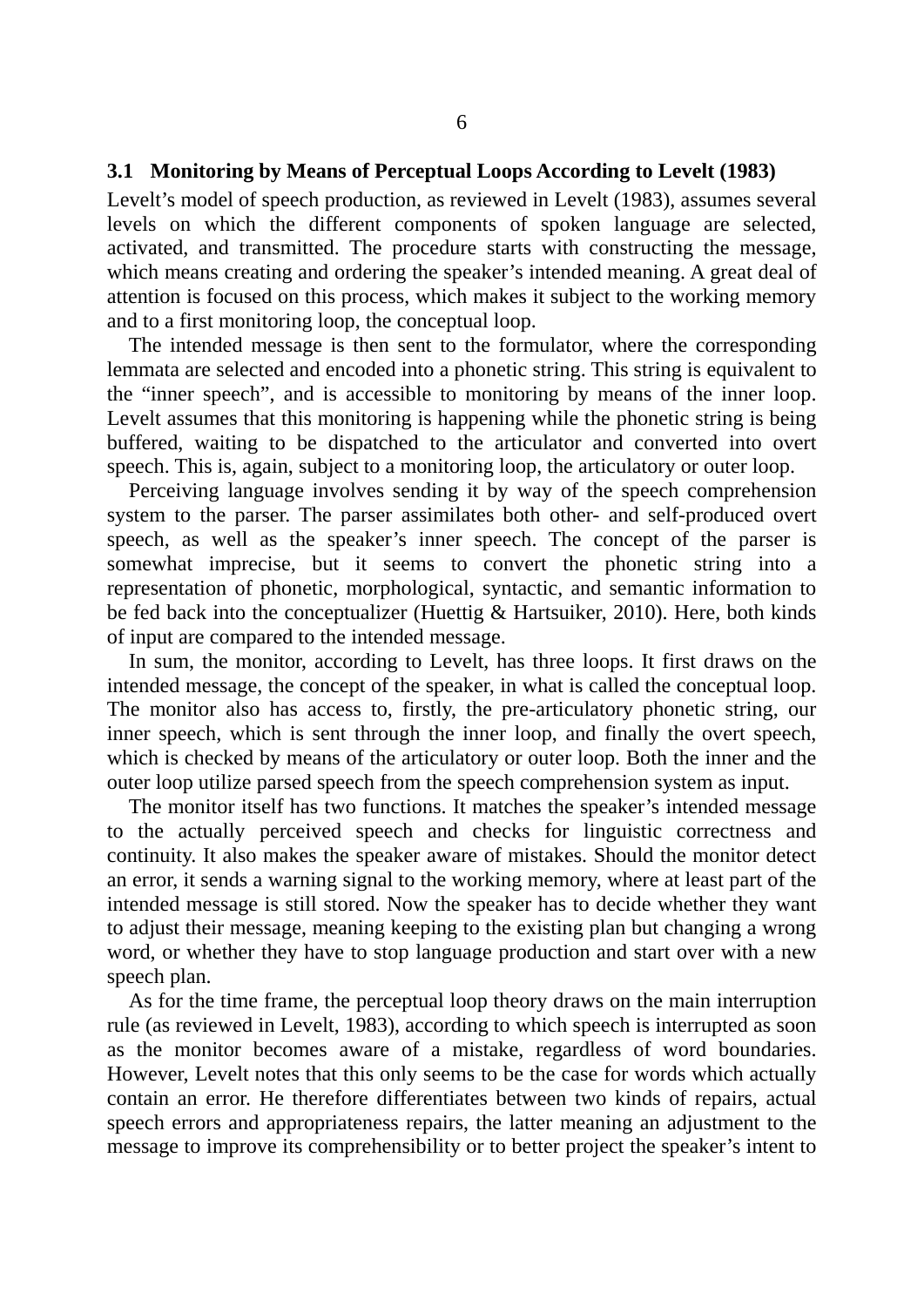### 3.1 Monitoring by Means of Perceptual Loops According to Levelt (1983)

Levelt's model of speech production, as reviewed in Levelt (1983), assumes several levels on which the different components of spoken language are selected, activated, and transmitted. The procedure starts with constructing the message, which means creating and ordering the speaker's intended meaning. A great deal of attention is focused on this process, which makes it subject to the working memory and to a first monitoring loop, the conceptual loop.

The intended message is then sent to the formulator, where the corresponding lemmata are selected and encoded into a phonetic string. This string is equivalent to the "inner speech", and is accessible to monitoring by means of the inner loop. Levelt assumes that this monitoring is happening while the phonetic string is being buffered, waiting to be dispatched to the articulator and converted into overt speech. This is, again, subject to a monitoring loop, the articulatory or outer loop.

Perceiving language involves sending it by way of the speech comprehension system to the parser. The parser assimilates both other- and self-produced overt speech, as well as the speaker's inner speech. The concept of the parser is somewhat imprecise, but it seems to convert the phonetic string into a representation of phonetic, morphological, syntactic, and semantic information to be fed back into the conceptualizer (Huettig & Hartsuiker, 2010). Here, both kinds of input are compared to the intended message.

In sum, the monitor, according to Levelt, has three loops. It first draws on the intended message, the concept of the speaker, in what is called the conceptual loop. The monitor also has access to, firstly, the pre-articulatory phonetic string, our inner speech, which is sent through the inner loop, and finally the overt speech, which is checked by means of the articulatory or outer loop. Both the inner and the outer loop utilize parsed speech from the speech comprehension system as input.

The monitor itself has two functions. It matches the speaker's intended message to the actually perceived speech and checks for linguistic correctness and continuity. It also makes the speaker aware of mistakes. Should the monitor detect an error, it sends a warning signal to the working memory, where at least part of the intended message is still stored. Now the speaker has to decide whether they want to adjust their message, meaning keeping to the existing plan but changing a wrong word, or whether they have to stop language production and start over with a new speech plan.

As for the time frame, the perceptual loop theory draws on the main interruption rule (as reviewed in Levelt, 1983), according to which speech is interrupted as soon as the monitor becomes aware of a mistake, regardless of word boundaries. However, Levelt notes that this only seems to be the case for words which actually contain an error. He therefore differentiates between two kinds of repairs, actual speech errors and appropriateness repairs, the latter meaning an adjustment to the message to improve its comprehensibility or to better project the speaker's intent to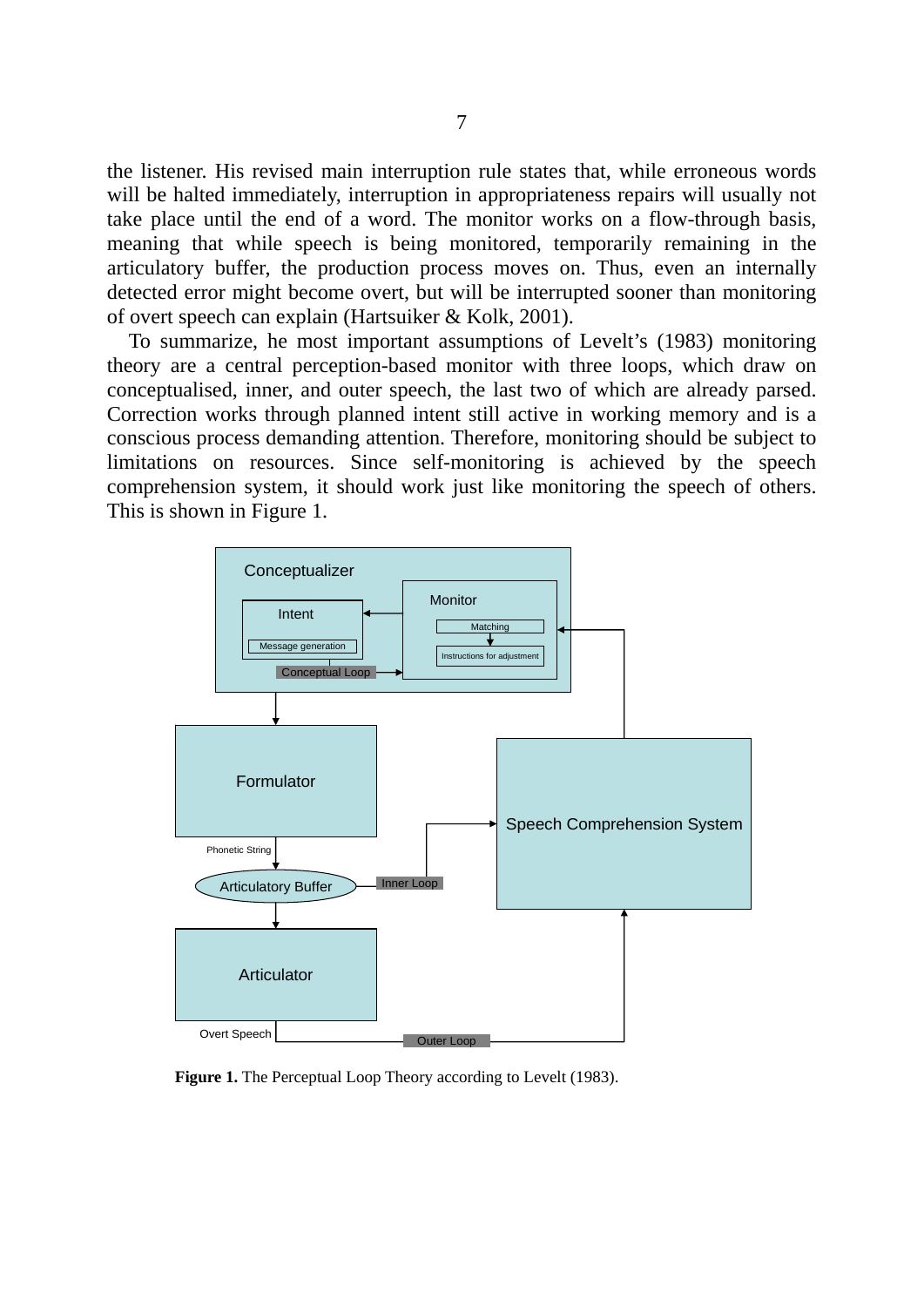the listener. His revised main interruption rule states that, while erroneous words will be halted immediately, interruption in appropriateness repairs will usually not take place until the end of a word. The monitor works on a flow-through basis, meaning that while speech is being monitored, temporarily remaining in the articulatory buffer, the production process moves on. Thus, even an internally detected error might become overt, but will be interrupted sooner than monitoring of overt speech can explain (Hartsuiker & Kolk, 2001).

To summarize, he most important assumptions of Levelt's (1983) monitoring theory are a central perception-based monitor with three loops, which draw on conceptualised, inner, and outer speech, the last two of which are already parsed. Correction works through planned intent still active in working memory and is a conscious process demanding attention. Therefore, monitoring should be subject to limitations on resources. Since self-monitoring is achieved by the speech comprehension system, it should work just like monitoring the speech of others. This is shown in Figure 1.

**Figure 1.** The Perceptual Loop Theory according to Levelt (1983).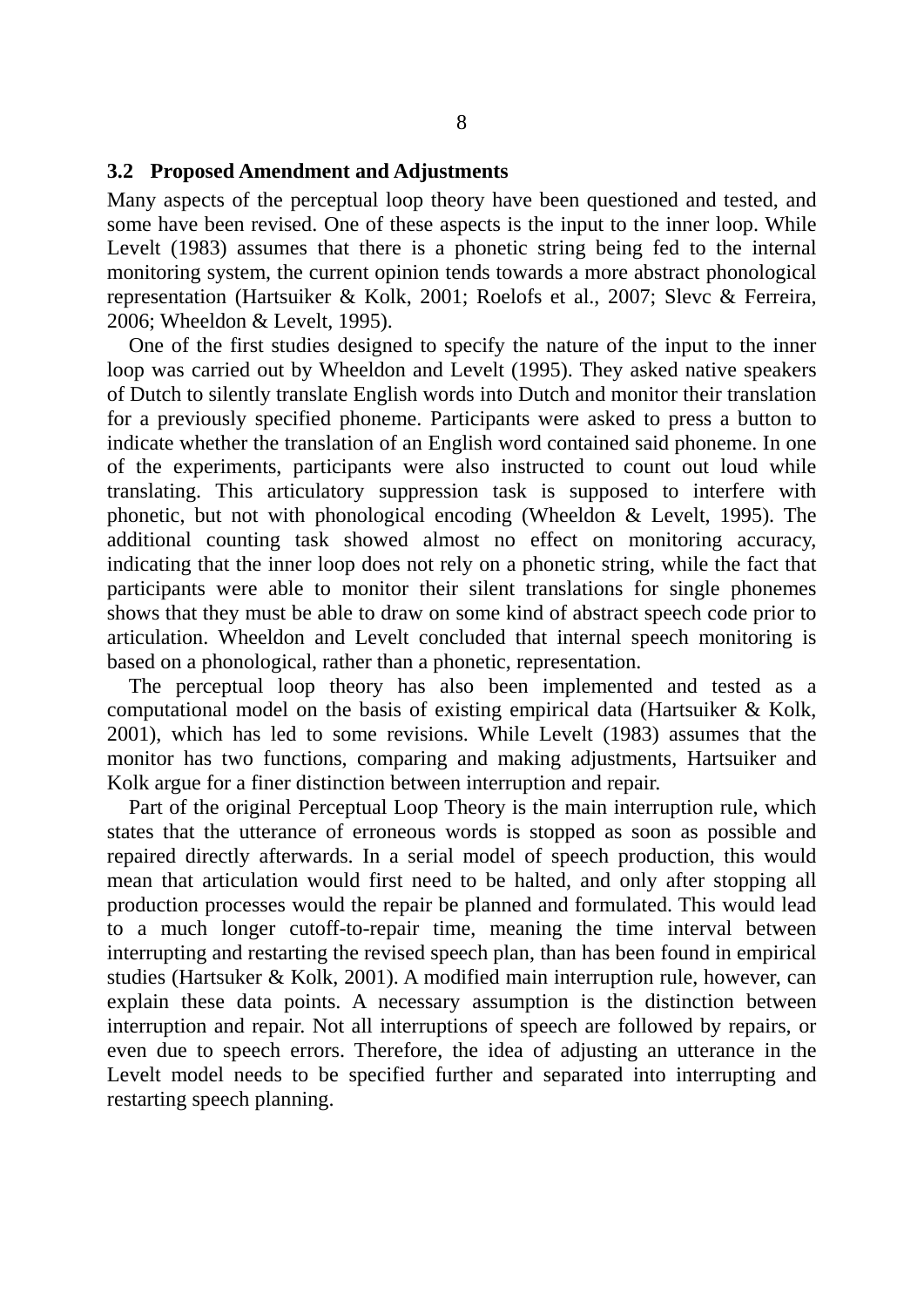### 3.2 Proposed Amendment and Adjustments

Many aspects of the perceptual loop theory have been questioned and tested, and some have been revised. One of these aspects is the input to the inner loop. While Levelt (1983) assumes that there is a phonetic string being fed to the internal monitoring system, the current opinion tends towards a more abstract phonological representation (Hartsuiker & Kolk, 2001; Roelofs et al., 2007; Slevc & Ferreira, 2006; Wheeldon & Levelt, 1995).

One of the first studies designed to specify the nature of the input to the inner loop was carried out by Wheeldon and Levelt (1995). They asked native speakers of Dutch to silently translate English words into Dutch and monitor their translation for a previously specified phoneme. Participants were asked to press a button to indicate whether the translation of an English word contained said phoneme. In one of the experiments, participants were also instructed to count out loud while translating. This articulatory suppression task is supposed to interfere with phonetic, but not with phonological encoding (Wheeldon & Levelt, 1995). The additional counting task showed almost no effect on monitoring accuracy, indicating that the inner loop does not rely on a phonetic string, while the fact that participants were able to monitor their silent translations for single phonemes shows that they must be able to draw on some kind of abstract speech code prior to articulation. Wheeldon and Levelt concluded that internal speech monitoring is based on a phonological, rather than a phonetic, representation.

The perceptual loop theory has also been implemented and tested as a computational model on the basis of existing empirical data (Hartsuiker & Kolk, 2001), which has led to some revisions. While Levelt (1983) assumes that the monitor has two functions, comparing and making adjustments, Hartsuiker and Kolk argue for a finer distinction between interruption and repair.

Part of the original Perceptual Loop Theory is the main interruption rule, which states that the utterance of erroneous words is stopped as soon as possible and repaired directly afterwards. In a serial model of speech production, this would mean that articulation would first need to be halted, and only after stopping all production processes would the repair be planned and formulated. This would lead to a much longer cutoff-to-repair time, meaning the time interval between interrupting and restarting the revised speech plan, than has been found in empirical studies (Hartsuker & Kolk, 2001). A modified main interruption rule, however, can explain these data points. A necessary assumption is the distinction between interruption and repair. Not all interruptions of speech are followed by repairs, or even due to speech errors. Therefore, the idea of adjusting an utterance in the Levelt model needs to be specified further and separated into interrupting and restarting speech planning.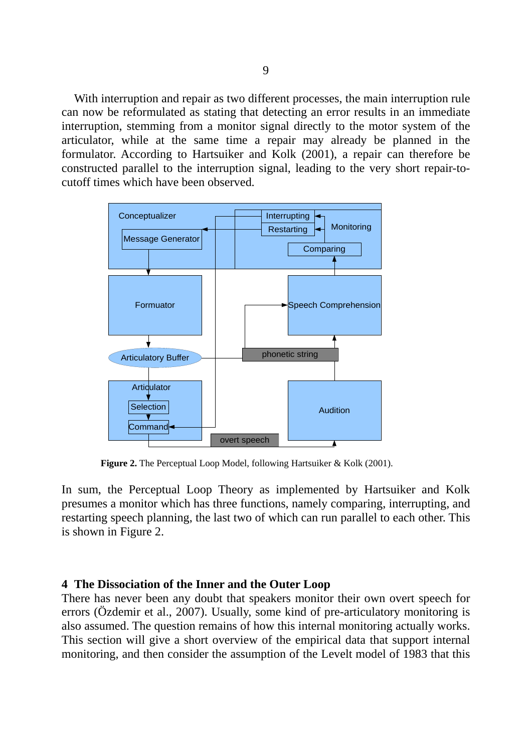With interruption and repair as two different processes, the main interruption rule can now be reformulated as stating that detecting an error results in an immediate interruption, stemming from a monitor signal directly to the motor system of the articulator, while at the same time a repair may already be planned in the formulator. According to Hartsuiker and Kolk (2001), a repair can therefore be constructed parallel to the interruption signal, leading to the very short repair-to-cutoff times which have been observed.

Conceptualizer
Message Generator
Interrupting
Restarting
Monitoring
Comparing
Formuator
Speech Comprehension
Articulatory Buffer
phonetic string
Articulator
Selection
Command
Audition
overt speech

**Figure 2.** The Perceptual Loop Model, following Hartsuiker & Kolk (2001).

In sum, the Perceptual Loop Theory as implemented by Hartsuiker and Kolk presumes a monitor which has three functions, namely comparing, interrupting, and restarting speech planning, the last two of which can run parallel to each other. This is shown in Figure 2.

## 4 The Dissociation of the Inner and the Outer Loop

There has never been any doubt that speakers monitor their own overt speech for errors (Özdemir et al., 2007). Usually, some kind of pre-articulatory monitoring is also assumed. The question remains of how this internal monitoring actually works. This section will give a short overview of the empirical data that support internal monitoring, and then consider the assumption of the Levelt model of 1983 that this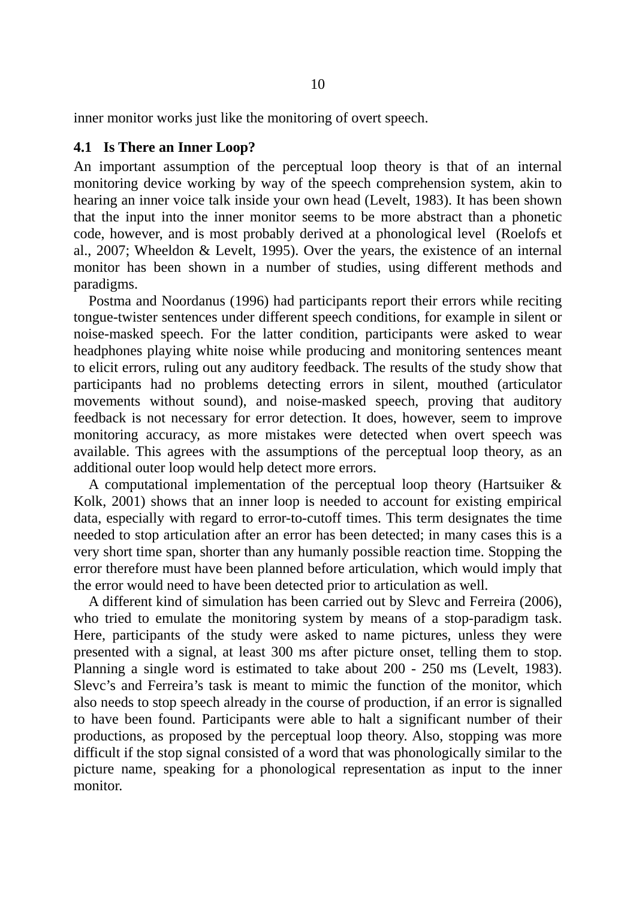inner monitor works just like the monitoring of overt speech.

### 4.1 Is There an Inner Loop?

An important assumption of the perceptual loop theory is that of an internal monitoring device working by way of the speech comprehension system, akin to hearing an inner voice talk inside your own head (Levelt, 1983). It has been shown that the input into the inner monitor seems to be more abstract than a phonetic code, however, and is most probably derived at a phonological level (Roelofs et al., 2007; Wheeldon & Levelt, 1995). Over the years, the existence of an internal monitor has been shown in a number of studies, using different methods and paradigms.

Postma and Noordanus (1996) had participants report their errors while reciting tongue-twister sentences under different speech conditions, for example in silent or noise-masked speech. For the latter condition, participants were asked to wear headphones playing white noise while producing and monitoring sentences meant to elicit errors, ruling out any auditory feedback. The results of the study show that participants had no problems detecting errors in silent, mouthed (articulator movements without sound), and noise-masked speech, proving that auditory feedback is not necessary for error detection. It does, however, seem to improve monitoring accuracy, as more mistakes were detected when overt speech was available. This agrees with the assumptions of the perceptual loop theory, as an additional outer loop would help detect more errors.

A computational implementation of the perceptual loop theory (Hartsuiker & Kolk, 2001) shows that an inner loop is needed to account for existing empirical data, especially with regard to error-to-cutoff times. This term designates the time needed to stop articulation after an error has been detected; in many cases this is a very short time span, shorter than any humanly possible reaction time. Stopping the error therefore must have been planned before articulation, which would imply that the error would need to have been detected prior to articulation as well.

A different kind of simulation has been carried out by Slevc and Ferreira (2006), who tried to emulate the monitoring system by means of a stop-paradigm task. Here, participants of the study were asked to name pictures, unless they were presented with a signal, at least 300 ms after picture onset, telling them to stop. Planning a single word is estimated to take about 200 - 250 ms (Levelt, 1983). Slevc's and Ferreira's task is meant to mimic the function of the monitor, which also needs to stop speech already in the course of production, if an error is signalled to have been found. Participants were able to halt a significant number of their productions, as proposed by the perceptual loop theory. Also, stopping was more difficult if the stop signal consisted of a word that was phonologically similar to the picture name, speaking for a phonological representation as input to the inner monitor.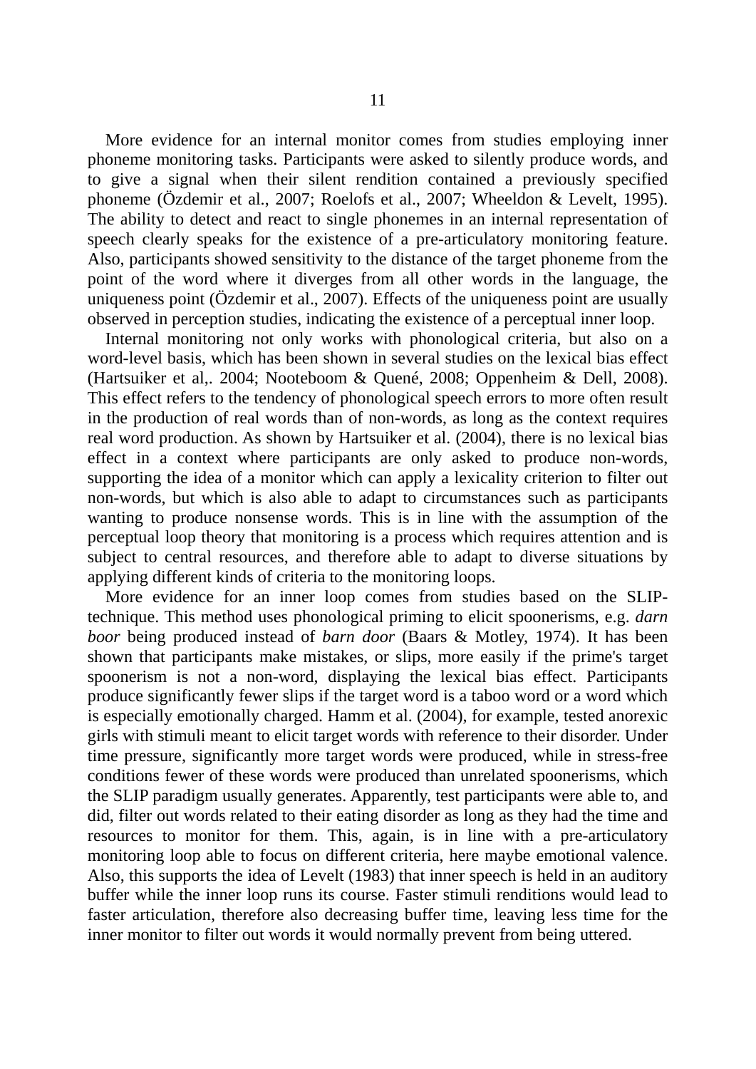More evidence for an internal monitor comes from studies employing inner phoneme monitoring tasks. Participants were asked to silently produce words, and to give a signal when their silent rendition contained a previously specified phoneme (Özdemir et al., 2007; Roelofs et al., 2007; Wheeldon & Levelt, 1995). The ability to detect and react to single phonemes in an internal representation of speech clearly speaks for the existence of a pre-articulatory monitoring feature. Also, participants showed sensitivity to the distance of the target phoneme from the point of the word where it diverges from all other words in the language, the uniqueness point (Özdemir et al., 2007). Effects of the uniqueness point are usually observed in perception studies, indicating the existence of a perceptual inner loop.

Internal monitoring not only works with phonological criteria, but also on a word-level basis, which has been shown in several studies on the lexical bias effect (Hartsuiker et al,. 2004; Nooteboom & Quené, 2008; Oppenheim & Dell, 2008). This effect refers to the tendency of phonological speech errors to more often result in the production of real words than of non-words, as long as the context requires real word production. As shown by Hartsuiker et al. (2004), there is no lexical bias effect in a context where participants are only asked to produce non-words, supporting the idea of a monitor which can apply a lexicality criterion to filter out non-words, but which is also able to adapt to circumstances such as participants wanting to produce nonsense words. This is in line with the assumption of the perceptual loop theory that monitoring is a process which requires attention and is subject to central resources, and therefore able to adapt to diverse situations by applying different kinds of criteria to the monitoring loops.

More evidence for an inner loop comes from studies based on the SLIP-technique. This method uses phonological priming to elicit spoonerisms, e.g. *darn boor* being produced instead of *barn door* (Baars & Motley, 1974). It has been shown that participants make mistakes, or slips, more easily if the prime's target spoonerism is not a non-word, displaying the lexical bias effect. Participants produce significantly fewer slips if the target word is a taboo word or a word which is especially emotionally charged. Hamm et al. (2004), for example, tested anorexic girls with stimuli meant to elicit target words with reference to their disorder. Under time pressure, significantly more target words were produced, while in stress-free conditions fewer of these words were produced than unrelated spoonerisms, which the SLIP paradigm usually generates. Apparently, test participants were able to, and did, filter out words related to their eating disorder as long as they had the time and resources to monitor for them. This, again, is in line with a pre-articulatory monitoring loop able to focus on different criteria, here maybe emotional valence. Also, this supports the idea of Levelt (1983) that inner speech is held in an auditory buffer while the inner loop runs its course. Faster stimuli renditions would lead to faster articulation, therefore also decreasing buffer time, leaving less time for the inner monitor to filter out words it would normally prevent from being uttered.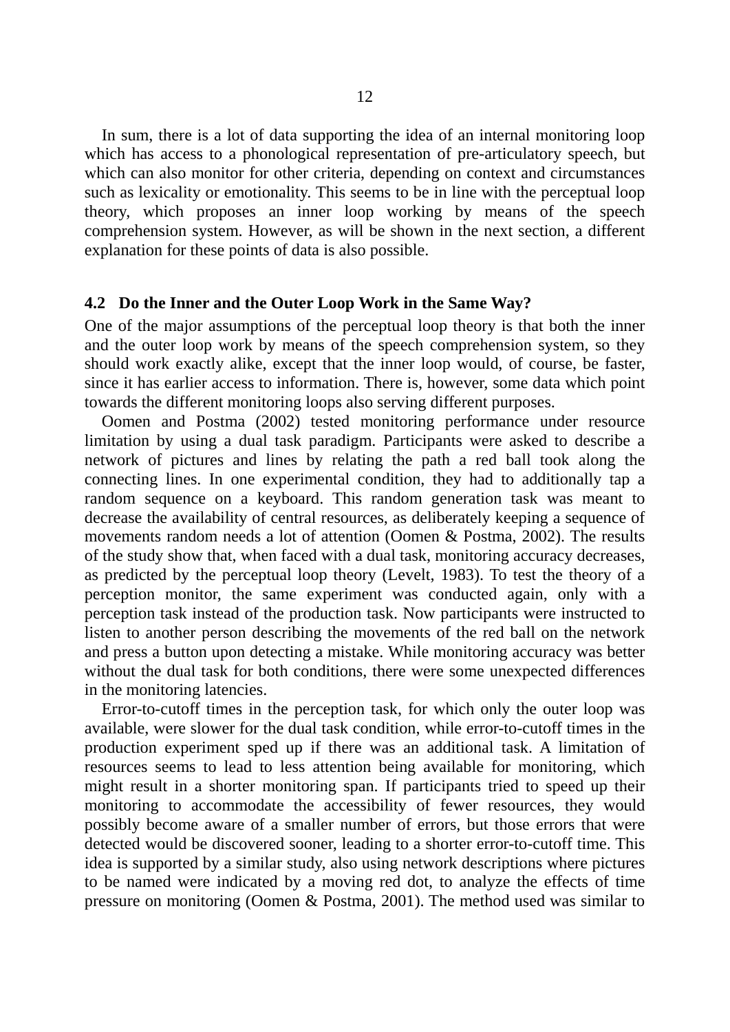In sum, there is a lot of data supporting the idea of an internal monitoring loop which has access to a phonological representation of pre-articulatory speech, but which can also monitor for other criteria, depending on context and circumstances such as lexicality or emotionality. This seems to be in line with the perceptual loop theory, which proposes an inner loop working by means of the speech comprehension system. However, as will be shown in the next section, a different explanation for these points of data is also possible.

### 4.2 Do the Inner and the Outer Loop Work in the Same Way?

One of the major assumptions of the perceptual loop theory is that both the inner and the outer loop work by means of the speech comprehension system, so they should work exactly alike, except that the inner loop would, of course, be faster, since it has earlier access to information. There is, however, some data which point towards the different monitoring loops also serving different purposes.

Oomen and Postma (2002) tested monitoring performance under resource limitation by using a dual task paradigm. Participants were asked to describe a network of pictures and lines by relating the path a red ball took along the connecting lines. In one experimental condition, they had to additionally tap a random sequence on a keyboard. This random generation task was meant to decrease the availability of central resources, as deliberately keeping a sequence of movements random needs a lot of attention (Oomen & Postma, 2002). The results of the study show that, when faced with a dual task, monitoring accuracy decreases, as predicted by the perceptual loop theory (Levelt, 1983). To test the theory of a perception monitor, the same experiment was conducted again, only with a perception task instead of the production task. Now participants were instructed to listen to another person describing the movements of the red ball on the network and press a button upon detecting a mistake. While monitoring accuracy was better without the dual task for both conditions, there were some unexpected differences in the monitoring latencies.

Error-to-cutoff times in the perception task, for which only the outer loop was available, were slower for the dual task condition, while error-to-cutoff times in the production experiment sped up if there was an additional task. A limitation of resources seems to lead to less attention being available for monitoring, which might result in a shorter monitoring span. If participants tried to speed up their monitoring to accommodate the accessibility of fewer resources, they would possibly become aware of a smaller number of errors, but those errors that were detected would be discovered sooner, leading to a shorter error-to-cutoff time. This idea is supported by a similar study, also using network descriptions where pictures to be named were indicated by a moving red dot, to analyze the effects of time pressure on monitoring (Oomen & Postma, 2001). The method used was similar to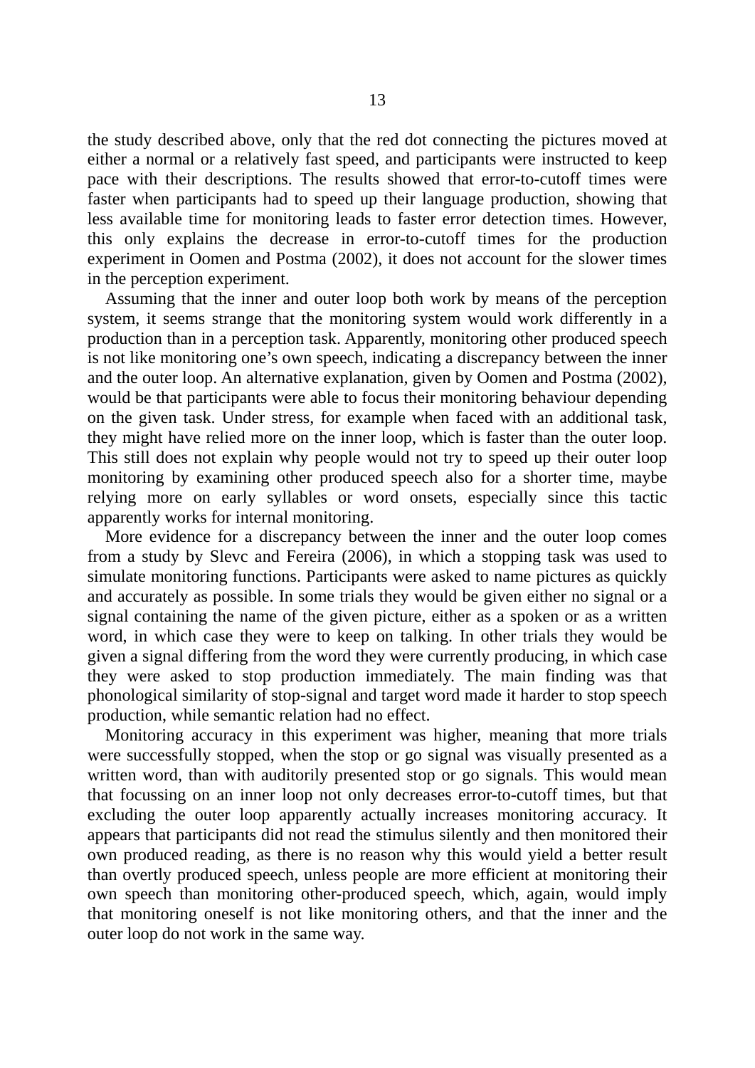the study described above, only that the red dot connecting the pictures moved at either a normal or a relatively fast speed, and participants were instructed to keep pace with their descriptions. The results showed that error-to-cutoff times were faster when participants had to speed up their language production, showing that less available time for monitoring leads to faster error detection times. However, this only explains the decrease in error-to-cutoff times for the production experiment in Oomen and Postma (2002), it does not account for the slower times in the perception experiment.

Assuming that the inner and outer loop both work by means of the perception system, it seems strange that the monitoring system would work differently in a production than in a perception task. Apparently, monitoring other produced speech is not like monitoring one's own speech, indicating a discrepancy between the inner and the outer loop. An alternative explanation, given by Oomen and Postma (2002), would be that participants were able to focus their monitoring behaviour depending on the given task. Under stress, for example when faced with an additional task, they might have relied more on the inner loop, which is faster than the outer loop. This still does not explain why people would not try to speed up their outer loop monitoring by examining other produced speech also for a shorter time, maybe relying more on early syllables or word onsets, especially since this tactic apparently works for internal monitoring.

More evidence for a discrepancy between the inner and the outer loop comes from a study by Slevc and Fereira (2006), in which a stopping task was used to simulate monitoring functions. Participants were asked to name pictures as quickly and accurately as possible. In some trials they would be given either no signal or a signal containing the name of the given picture, either as a spoken or as a written word, in which case they were to keep on talking. In other trials they would be given a signal differing from the word they were currently producing, in which case they were asked to stop production immediately. The main finding was that phonological similarity of stop-signal and target word made it harder to stop speech production, while semantic relation had no effect.

Monitoring accuracy in this experiment was higher, meaning that more trials were successfully stopped, when the stop or go signal was visually presented as a written word, than with auditorily presented stop or go signals. This would mean that focussing on an inner loop not only decreases error-to-cutoff times, but that excluding the outer loop apparently actually increases monitoring accuracy. It appears that participants did not read the stimulus silently and then monitored their own produced reading, as there is no reason why this would yield a better result than overtly produced speech, unless people are more efficient at monitoring their own speech than monitoring other-produced speech, which, again, would imply that monitoring oneself is not like monitoring others, and that the inner and the outer loop do not work in the same way.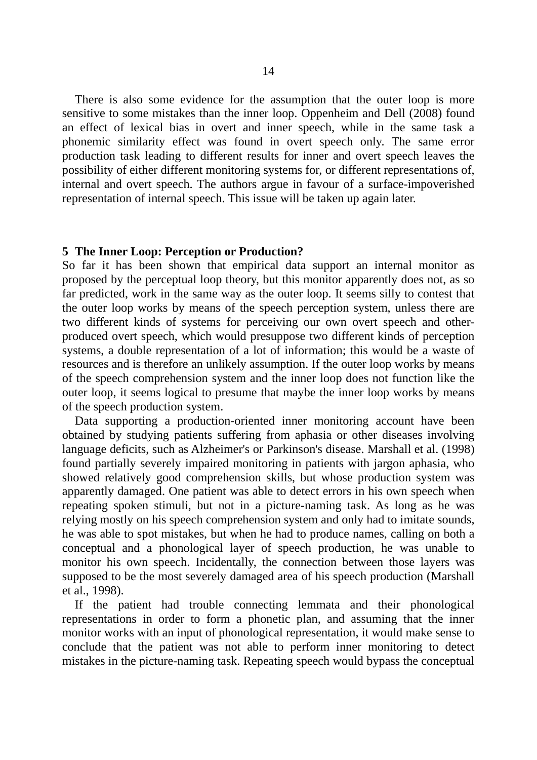There is also some evidence for the assumption that the outer loop is more sensitive to some mistakes than the inner loop. Oppenheim and Dell (2008) found an effect of lexical bias in overt and inner speech, while in the same task a phonemic similarity effect was found in overt speech only. The same error production task leading to different results for inner and overt speech leaves the possibility of either different monitoring systems for, or different representations of, internal and overt speech. The authors argue in favour of a surface-impoverished representation of internal speech. This issue will be taken up again later.

## 5 The Inner Loop: Perception or Production?

So far it has been shown that empirical data support an internal monitor as proposed by the perceptual loop theory, but this monitor apparently does not, as so far predicted, work in the same way as the outer loop. It seems silly to contest that the outer loop works by means of the speech perception system, unless there are two different kinds of systems for perceiving our own overt speech and other-produced overt speech, which would presuppose two different kinds of perception systems, a double representation of a lot of information; this would be a waste of resources and is therefore an unlikely assumption. If the outer loop works by means of the speech comprehension system and the inner loop does not function like the outer loop, it seems logical to presume that maybe the inner loop works by means of the speech production system.

Data supporting a production-oriented inner monitoring account have been obtained by studying patients suffering from aphasia or other diseases involving language deficits, such as Alzheimer's or Parkinson's disease. Marshall et al. (1998) found partially severely impaired monitoring in patients with jargon aphasia, who showed relatively good comprehension skills, but whose production system was apparently damaged. One patient was able to detect errors in his own speech when repeating spoken stimuli, but not in a picture-naming task. As long as he was relying mostly on his speech comprehension system and only had to imitate sounds, he was able to spot mistakes, but when he had to produce names, calling on both a conceptual and a phonological layer of speech production, he was unable to monitor his own speech. Incidentally, the connection between those layers was supposed to be the most severely damaged area of his speech production (Marshall et al., 1998).

If the patient had trouble connecting lemmata and their phonological representations in order to form a phonetic plan, and assuming that the inner monitor works with an input of phonological representation, it would make sense to conclude that the patient was not able to perform inner monitoring to detect mistakes in the picture-naming task. Repeating speech would bypass the conceptual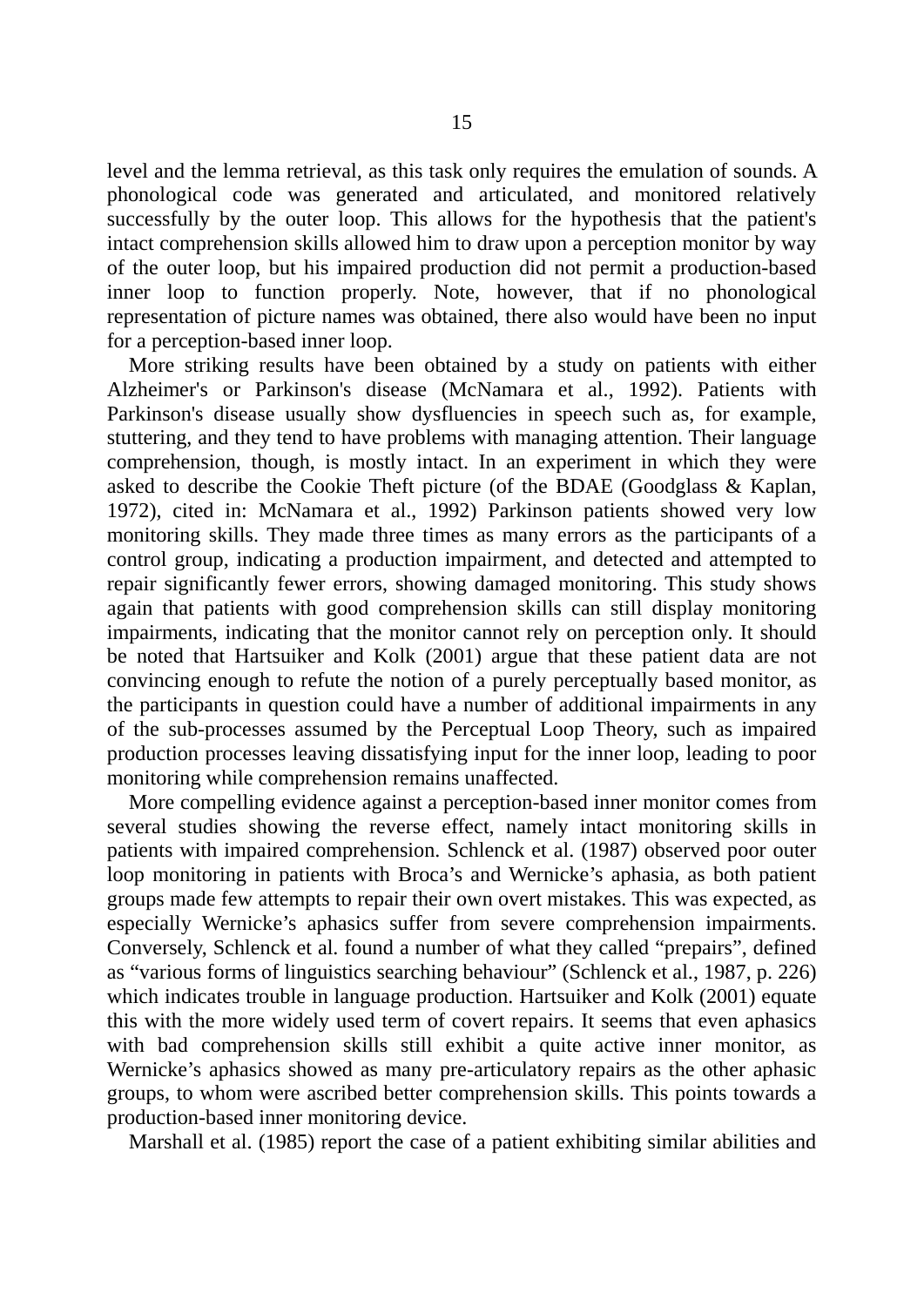level and the lemma retrieval, as this task only requires the emulation of sounds. A phonological code was generated and articulated, and monitored relatively successfully by the outer loop. This allows for the hypothesis that the patient's intact comprehension skills allowed him to draw upon a perception monitor by way of the outer loop, but his impaired production did not permit a production-based inner loop to function properly. Note, however, that if no phonological representation of picture names was obtained, there also would have been no input for a perception-based inner loop.

More striking results have been obtained by a study on patients with either Alzheimer's or Parkinson's disease (McNamara et al., 1992). Patients with Parkinson's disease usually show dysfluencies in speech such as, for example, stuttering, and they tend to have problems with managing attention. Their language comprehension, though, is mostly intact. In an experiment in which they were asked to describe the Cookie Theft picture (of the BDAE (Goodglass & Kaplan, 1972), cited in: McNamara et al., 1992) Parkinson patients showed very low monitoring skills. They made three times as many errors as the participants of a control group, indicating a production impairment, and detected and attempted to repair significantly fewer errors, showing damaged monitoring. This study shows again that patients with good comprehension skills can still display monitoring impairments, indicating that the monitor cannot rely on perception only. It should be noted that Hartsuiker and Kolk (2001) argue that these patient data are not convincing enough to refute the notion of a purely perceptually based monitor, as the participants in question could have a number of additional impairments in any of the sub-processes assumed by the Perceptual Loop Theory, such as impaired production processes leaving dissatisfying input for the inner loop, leading to poor monitoring while comprehension remains unaffected.

More compelling evidence against a perception-based inner monitor comes from several studies showing the reverse effect, namely intact monitoring skills in patients with impaired comprehension. Schlenck et al. (1987) observed poor outer loop monitoring in patients with Broca’s and Wernicke’s aphasia, as both patient groups made few attempts to repair their own overt mistakes. This was expected, as especially Wernicke’s aphasics suffer from severe comprehension impairments. Conversely, Schlenck et al. found a number of what they called “prepairs”, defined as “various forms of linguistics searching behaviour” (Schlenck et al., 1987, p. 226) which indicates trouble in language production. Hartsuiker and Kolk (2001) equate this with the more widely used term of covert repairs. It seems that even aphasics with bad comprehension skills still exhibit a quite active inner monitor, as Wernicke’s aphasics showed as many pre-articulatory repairs as the other aphasic groups, to whom were ascribed better comprehension skills. This points towards a production-based inner monitoring device.

Marshall et al. (1985) report the case of a patient exhibiting similar abilities and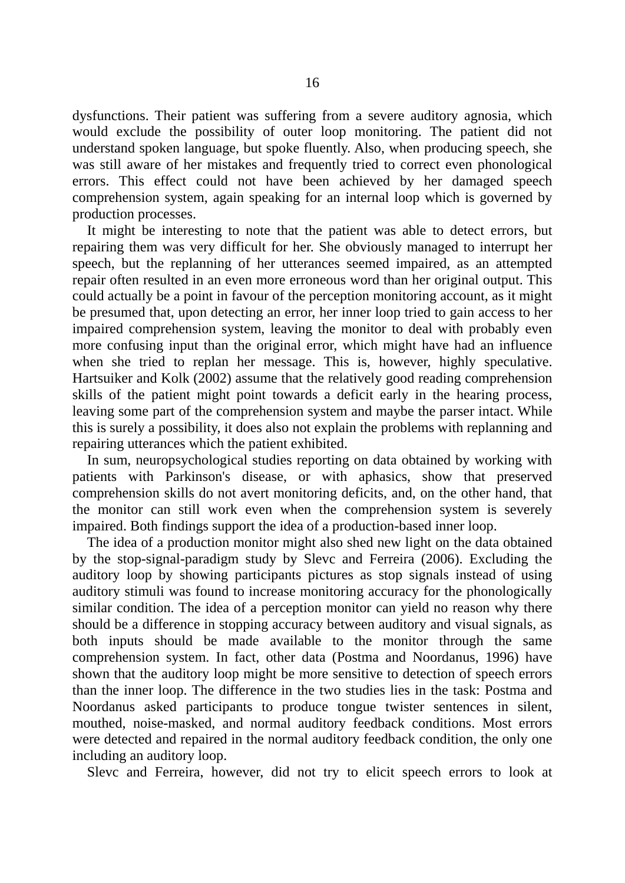dysfunctions. Their patient was suffering from a severe auditory agnosia, which would exclude the possibility of outer loop monitoring. The patient did not understand spoken language, but spoke fluently. Also, when producing speech, she was still aware of her mistakes and frequently tried to correct even phonological errors. This effect could not have been achieved by her damaged speech comprehension system, again speaking for an internal loop which is governed by production processes.

It might be interesting to note that the patient was able to detect errors, but repairing them was very difficult for her. She obviously managed to interrupt her speech, but the replanning of her utterances seemed impaired, as an attempted repair often resulted in an even more erroneous word than her original output. This could actually be a point in favour of the perception monitoring account, as it might be presumed that, upon detecting an error, her inner loop tried to gain access to her impaired comprehension system, leaving the monitor to deal with probably even more confusing input than the original error, which might have had an influence when she tried to replan her message. This is, however, highly speculative. Hartsuiker and Kolk (2002) assume that the relatively good reading comprehension skills of the patient might point towards a deficit early in the hearing process, leaving some part of the comprehension system and maybe the parser intact. While this is surely a possibility, it does also not explain the problems with replanning and repairing utterances which the patient exhibited.

In sum, neuropsychological studies reporting on data obtained by working with patients with Parkinson's disease, or with aphasics, show that preserved comprehension skills do not avert monitoring deficits, and, on the other hand, that the monitor can still work even when the comprehension system is severely impaired. Both findings support the idea of a production-based inner loop.

The idea of a production monitor might also shed new light on the data obtained by the stop-signal-paradigm study by Slevc and Ferreira (2006). Excluding the auditory loop by showing participants pictures as stop signals instead of using auditory stimuli was found to increase monitoring accuracy for the phonologically similar condition. The idea of a perception monitor can yield no reason why there should be a difference in stopping accuracy between auditory and visual signals, as both inputs should be made available to the monitor through the same comprehension system. In fact, other data (Postma and Noordanus, 1996) have shown that the auditory loop might be more sensitive to detection of speech errors than the inner loop. The difference in the two studies lies in the task: Postma and Noordanus asked participants to produce tongue twister sentences in silent, mouthed, noise-masked, and normal auditory feedback conditions. Most errors were detected and repaired in the normal auditory feedback condition, the only one including an auditory loop.

Slevc and Ferreira, however, did not try to elicit speech errors to look at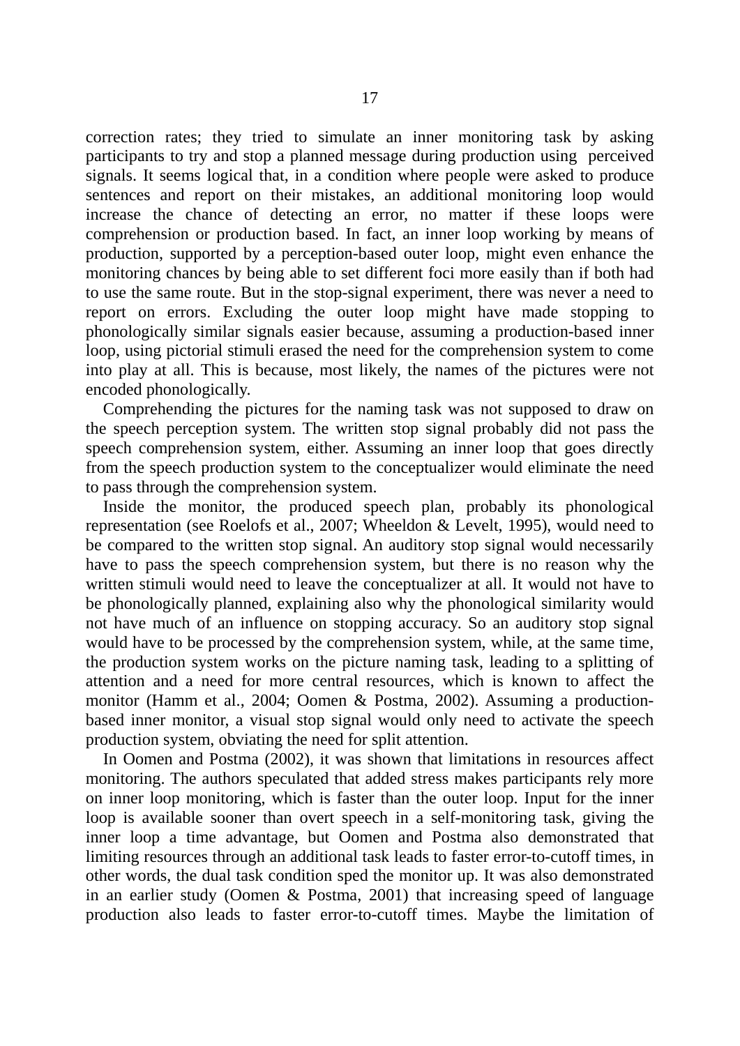correction rates; they tried to simulate an inner monitoring task by asking participants to try and stop a planned message during production using perceived signals. It seems logical that, in a condition where people were asked to produce sentences and report on their mistakes, an additional monitoring loop would increase the chance of detecting an error, no matter if these loops were comprehension or production based. In fact, an inner loop working by means of production, supported by a perception-based outer loop, might even enhance the monitoring chances by being able to set different foci more easily than if both had to use the same route. But in the stop-signal experiment, there was never a need to report on errors. Excluding the outer loop might have made stopping to phonologically similar signals easier because, assuming a production-based inner loop, using pictorial stimuli erased the need for the comprehension system to come into play at all. This is because, most likely, the names of the pictures were not encoded phonologically.

Comprehending the pictures for the naming task was not supposed to draw on the speech perception system. The written stop signal probably did not pass the speech comprehension system, either. Assuming an inner loop that goes directly from the speech production system to the conceptualizer would eliminate the need to pass through the comprehension system.

Inside the monitor, the produced speech plan, probably its phonological representation (see Roelofs et al., 2007; Wheeldon & Levelt, 1995), would need to be compared to the written stop signal. An auditory stop signal would necessarily have to pass the speech comprehension system, but there is no reason why the written stimuli would need to leave the conceptualizer at all. It would not have to be phonologically planned, explaining also why the phonological similarity would not have much of an influence on stopping accuracy. So an auditory stop signal would have to be processed by the comprehension system, while, at the same time, the production system works on the picture naming task, leading to a splitting of attention and a need for more central resources, which is known to affect the monitor (Hamm et al., 2004; Oomen & Postma, 2002). Assuming a production-based inner monitor, a visual stop signal would only need to activate the speech production system, obviating the need for split attention.

In Oomen and Postma (2002), it was shown that limitations in resources affect monitoring. The authors speculated that added stress makes participants rely more on inner loop monitoring, which is faster than the outer loop. Input for the inner loop is available sooner than overt speech in a self-monitoring task, giving the inner loop a time advantage, but Oomen and Postma also demonstrated that limiting resources through an additional task leads to faster error-to-cutoff times, in other words, the dual task condition sped the monitor up. It was also demonstrated in an earlier study (Oomen & Postma, 2001) that increasing speed of language production also leads to faster error-to-cutoff times. Maybe the limitation of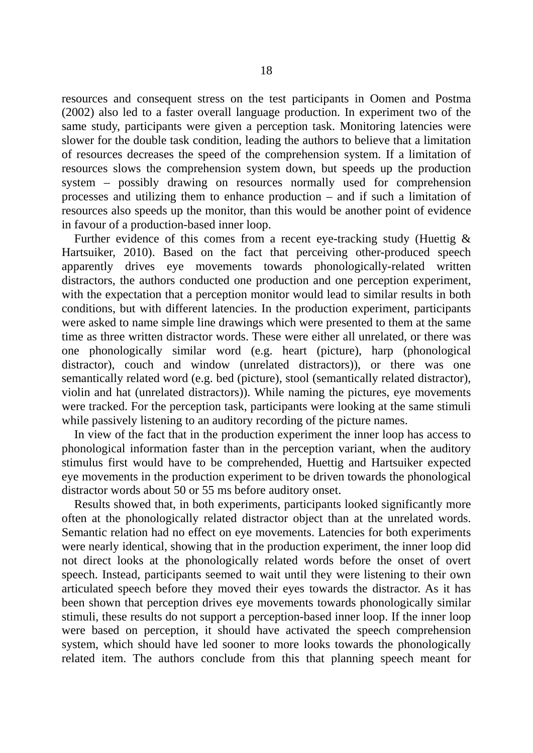resources and consequent stress on the test participants in Oomen and Postma (2002) also led to a faster overall language production. In experiment two of the same study, participants were given a perception task. Monitoring latencies were slower for the double task condition, leading the authors to believe that a limitation of resources decreases the speed of the comprehension system. If a limitation of resources slows the comprehension system down, but speeds up the production system – possibly drawing on resources normally used for comprehension processes and utilizing them to enhance production – and if such a limitation of resources also speeds up the monitor, than this would be another point of evidence in favour of a production-based inner loop.

Further evidence of this comes from a recent eye-tracking study (Huettig & Hartsuiker, 2010). Based on the fact that perceiving other-produced speech apparently drives eye movements towards phonologically-related written distractors, the authors conducted one production and one perception experiment, with the expectation that a perception monitor would lead to similar results in both conditions, but with different latencies. In the production experiment, participants were asked to name simple line drawings which were presented to them at the same time as three written distractor words. These were either all unrelated, or there was one phonologically similar word (e.g. heart (picture), harp (phonological distractor), couch and window (unrelated distractors)), or there was one semantically related word (e.g. bed (picture), stool (semantically related distractor), violin and hat (unrelated distractors)). While naming the pictures, eye movements were tracked. For the perception task, participants were looking at the same stimuli while passively listening to an auditory recording of the picture names.

In view of the fact that in the production experiment the inner loop has access to phonological information faster than in the perception variant, when the auditory stimulus first would have to be comprehended, Huettig and Hartsuiker expected eye movements in the production experiment to be driven towards the phonological distractor words about 50 or 55 ms before auditory onset.

Results showed that, in both experiments, participants looked significantly more often at the phonologically related distractor object than at the unrelated words. Semantic relation had no effect on eye movements. Latencies for both experiments were nearly identical, showing that in the production experiment, the inner loop did not direct looks at the phonologically related words before the onset of overt speech. Instead, participants seemed to wait until they were listening to their own articulated speech before they moved their eyes towards the distractor. As it has been shown that perception drives eye movements towards phonologically similar stimuli, these results do not support a perception-based inner loop. If the inner loop were based on perception, it should have activated the speech comprehension system, which should have led sooner to more looks towards the phonologically related item. The authors conclude from this that planning speech meant for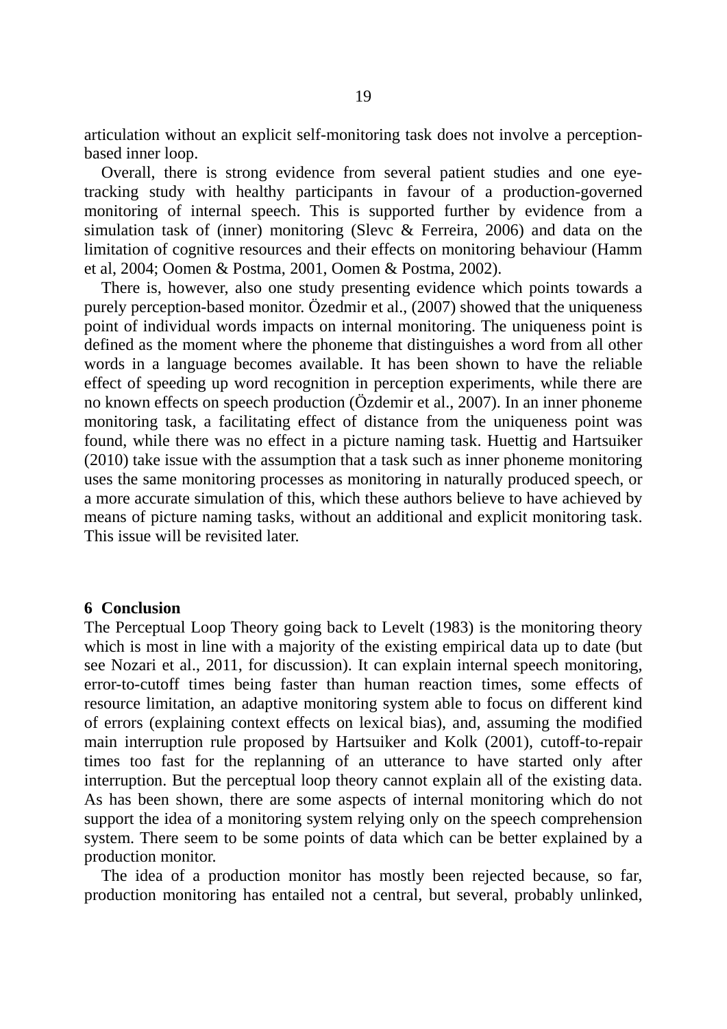articulation without an explicit self-monitoring task does not involve a perception-based inner loop.

Overall, there is strong evidence from several patient studies and one eye-tracking study with healthy participants in favour of a production-governed monitoring of internal speech. This is supported further by evidence from a simulation task of (inner) monitoring (Slevc & Ferreira, 2006) and data on the limitation of cognitive resources and their effects on monitoring behaviour (Hamm et al, 2004; Oomen & Postma, 2001, Oomen & Postma, 2002).

There is, however, also one study presenting evidence which points towards a purely perception-based monitor. Özedmir et al., (2007) showed that the uniqueness point of individual words impacts on internal monitoring. The uniqueness point is defined as the moment where the phoneme that distinguishes a word from all other words in a language becomes available. It has been shown to have the reliable effect of speeding up word recognition in perception experiments, while there are no known effects on speech production (Özdemir et al., 2007). In an inner phoneme monitoring task, a facilitating effect of distance from the uniqueness point was found, while there was no effect in a picture naming task. Huettig and Hartsuiker (2010) take issue with the assumption that a task such as inner phoneme monitoring uses the same monitoring processes as monitoring in naturally produced speech, or a more accurate simulation of this, which these authors believe to have achieved by means of picture naming tasks, without an additional and explicit monitoring task. This issue will be revisited later.

## 6 Conclusion

The Perceptual Loop Theory going back to Levelt (1983) is the monitoring theory which is most in line with a majority of the existing empirical data up to date (but see Nozari et al., 2011, for discussion). It can explain internal speech monitoring, error-to-cutoff times being faster than human reaction times, some effects of resource limitation, an adaptive monitoring system able to focus on different kind of errors (explaining context effects on lexical bias), and, assuming the modified main interruption rule proposed by Hartsuiker and Kolk (2001), cutoff-to-repair times too fast for the replanning of an utterance to have started only after interruption. But the perceptual loop theory cannot explain all of the existing data. As has been shown, there are some aspects of internal monitoring which do not support the idea of a monitoring system relying only on the speech comprehension system. There seem to be some points of data which can be better explained by a production monitor.

The idea of a production monitor has mostly been rejected because, so far, production monitoring has entailed not a central, but several, probably unlinked,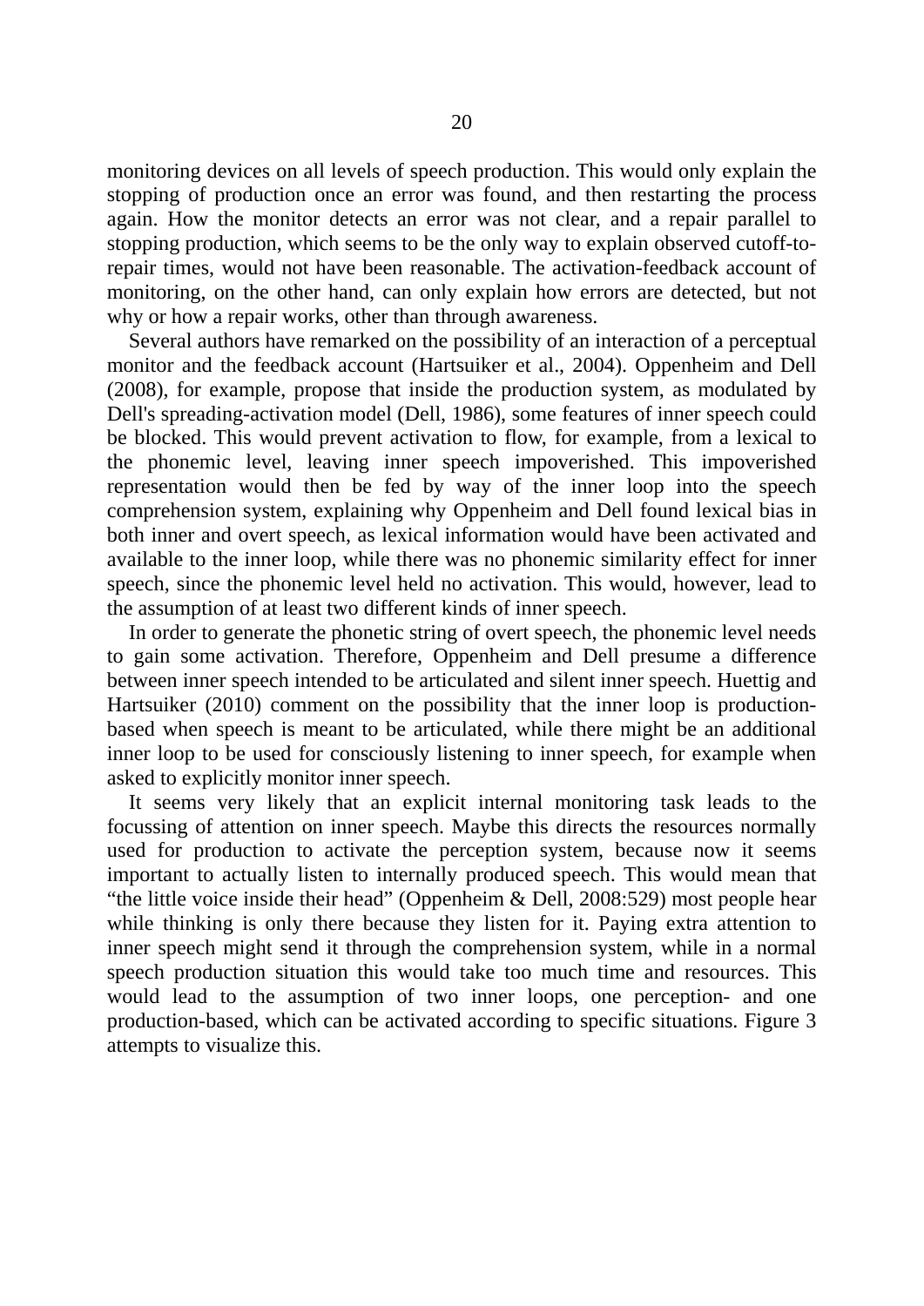monitoring devices on all levels of speech production. This would only explain the stopping of production once an error was found, and then restarting the process again. How the monitor detects an error was not clear, and a repair parallel to stopping production, which seems to be the only way to explain observed cutoff-to-repair times, would not have been reasonable. The activation-feedback account of monitoring, on the other hand, can only explain how errors are detected, but not why or how a repair works, other than through awareness.

Several authors have remarked on the possibility of an interaction of a perceptual monitor and the feedback account (Hartsuiker et al., 2004). Oppenheim and Dell (2008), for example, propose that inside the production system, as modulated by Dell's spreading-activation model (Dell, 1986), some features of inner speech could be blocked. This would prevent activation to flow, for example, from a lexical to the phonemic level, leaving inner speech impoverished. This impoverished representation would then be fed by way of the inner loop into the speech comprehension system, explaining why Oppenheim and Dell found lexical bias in both inner and overt speech, as lexical information would have been activated and available to the inner loop, while there was no phonemic similarity effect for inner speech, since the phonemic level held no activation. This would, however, lead to the assumption of at least two different kinds of inner speech.

In order to generate the phonetic string of overt speech, the phonemic level needs to gain some activation. Therefore, Oppenheim and Dell presume a difference between inner speech intended to be articulated and silent inner speech. Huettig and Hartsuiker (2010) comment on the possibility that the inner loop is production-based when speech is meant to be articulated, while there might be an additional inner loop to be used for consciously listening to inner speech, for example when asked to explicitly monitor inner speech.

It seems very likely that an explicit internal monitoring task leads to the focussing of attention on inner speech. Maybe this directs the resources normally used for production to activate the perception system, because now it seems important to actually listen to internally produced speech. This would mean that "the little voice inside their head" (Oppenheim & Dell, 2008:529) most people hear while thinking is only there because they listen for it. Paying extra attention to inner speech might send it through the comprehension system, while in a normal speech production situation this would take too much time and resources. This would lead to the assumption of two inner loops, one perception- and one production-based, which can be activated according to specific situations. Figure 3 attempts to visualize this.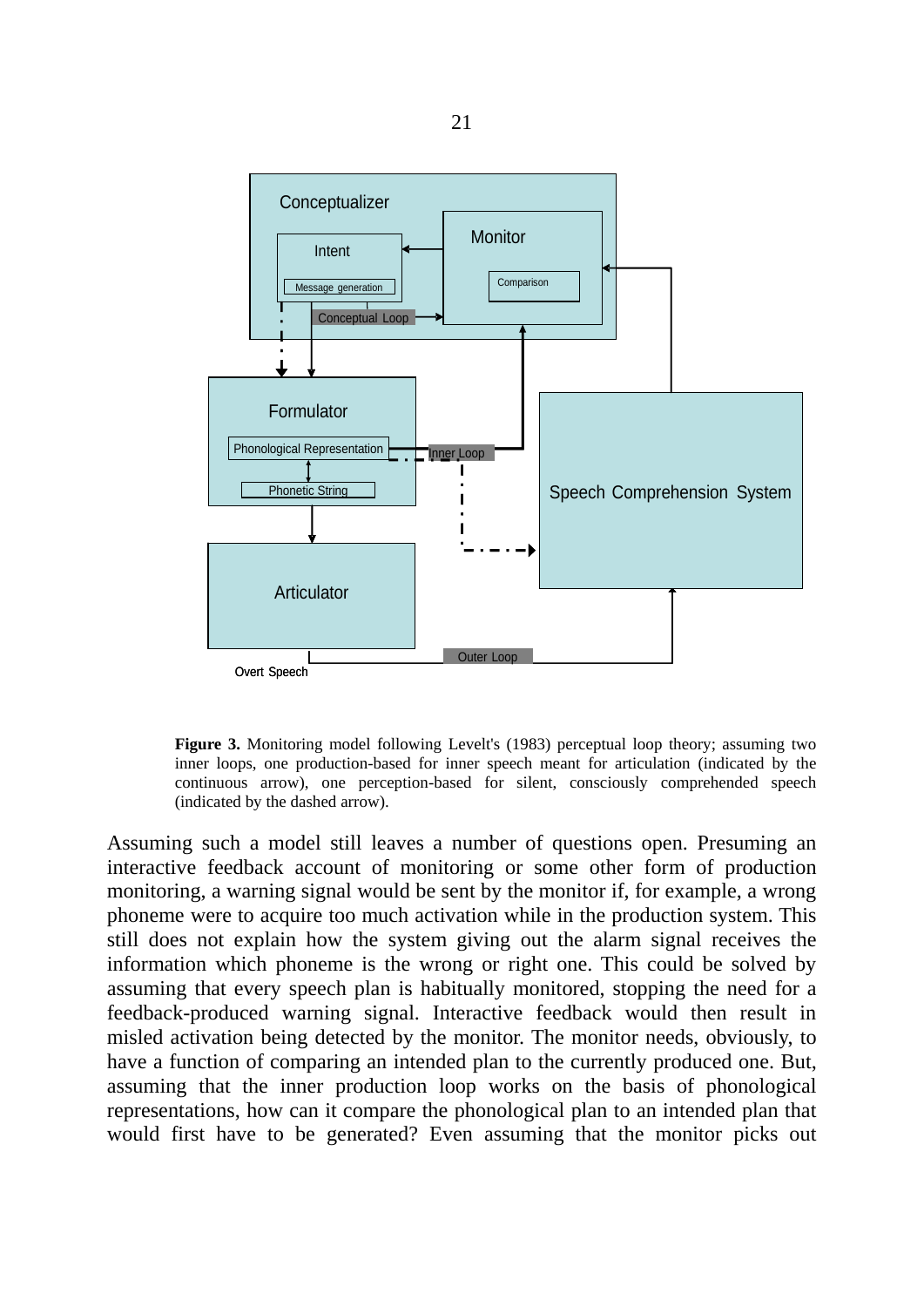**Figure 3.** Monitoring model following Levelt's (1983) perceptual loop theory; assuming two inner loops, one production-based for inner speech meant for articulation (indicated by the continuous arrow), one perception-based for silent, consciously comprehended speech (indicated by the dashed arrow).

Assuming such a model still leaves a number of questions open. Presuming an interactive feedback account of monitoring or some other form of production monitoring, a warning signal would be sent by the monitor if, for example, a wrong phoneme were to acquire too much activation while in the production system. This still does not explain how the system giving out the alarm signal receives the information which phoneme is the wrong or right one. This could be solved by assuming that every speech plan is habitually monitored, stopping the need for a feedback-produced warning signal. Interactive feedback would then result in misled activation being detected by the monitor. The monitor needs, obviously, to have a function of comparing an intended plan to the currently produced one. But, assuming that the inner production loop works on the basis of phonological representations, how can it compare the phonological plan to an intended plan that would first have to be generated? Even assuming that the monitor picks out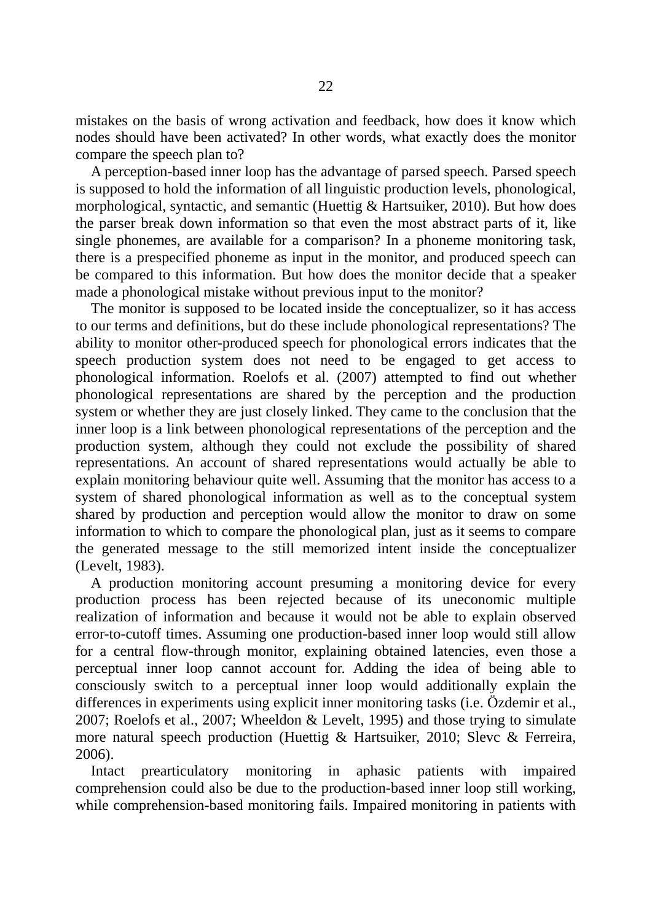mistakes on the basis of wrong activation and feedback, how does it know which nodes should have been activated? In other words, what exactly does the monitor compare the speech plan to?

A perception-based inner loop has the advantage of parsed speech. Parsed speech is supposed to hold the information of all linguistic production levels, phonological, morphological, syntactic, and semantic (Huettig & Hartsuiker, 2010). But how does the parser break down information so that even the most abstract parts of it, like single phonemes, are available for a comparison? In a phoneme monitoring task, there is a prespecified phoneme as input in the monitor, and produced speech can be compared to this information. But how does the monitor decide that a speaker made a phonological mistake without previous input to the monitor?

The monitor is supposed to be located inside the conceptualizer, so it has access to our terms and definitions, but do these include phonological representations? The ability to monitor other-produced speech for phonological errors indicates that the speech production system does not need to be engaged to get access to phonological information. Roelofs et al. (2007) attempted to find out whether phonological representations are shared by the perception and the production system or whether they are just closely linked. They came to the conclusion that the inner loop is a link between phonological representations of the perception and the production system, although they could not exclude the possibility of shared representations. An account of shared representations would actually be able to explain monitoring behaviour quite well. Assuming that the monitor has access to a system of shared phonological information as well as to the conceptual system shared by production and perception would allow the monitor to draw on some information to which to compare the phonological plan, just as it seems to compare the generated message to the still memorized intent inside the conceptualizer (Levelt, 1983).

A production monitoring account presuming a monitoring device for every production process has been rejected because of its uneconomic multiple realization of information and because it would not be able to explain observed error-to-cutoff times. Assuming one production-based inner loop would still allow for a central flow-through monitor, explaining obtained latencies, even those a perceptual inner loop cannot account for. Adding the idea of being able to consciously switch to a perceptual inner loop would additionally explain the differences in experiments using explicit inner monitoring tasks (i.e. Özdemir et al., 2007; Roelofs et al., 2007; Wheeldon & Levelt, 1995) and those trying to simulate more natural speech production (Huettig & Hartsuiker, 2010; Slevc & Ferreira, 2006).

Intact prearticulatory monitoring in aphasic patients with impaired comprehension could also be due to the production-based inner loop still working, while comprehension-based monitoring fails. Impaired monitoring in patients with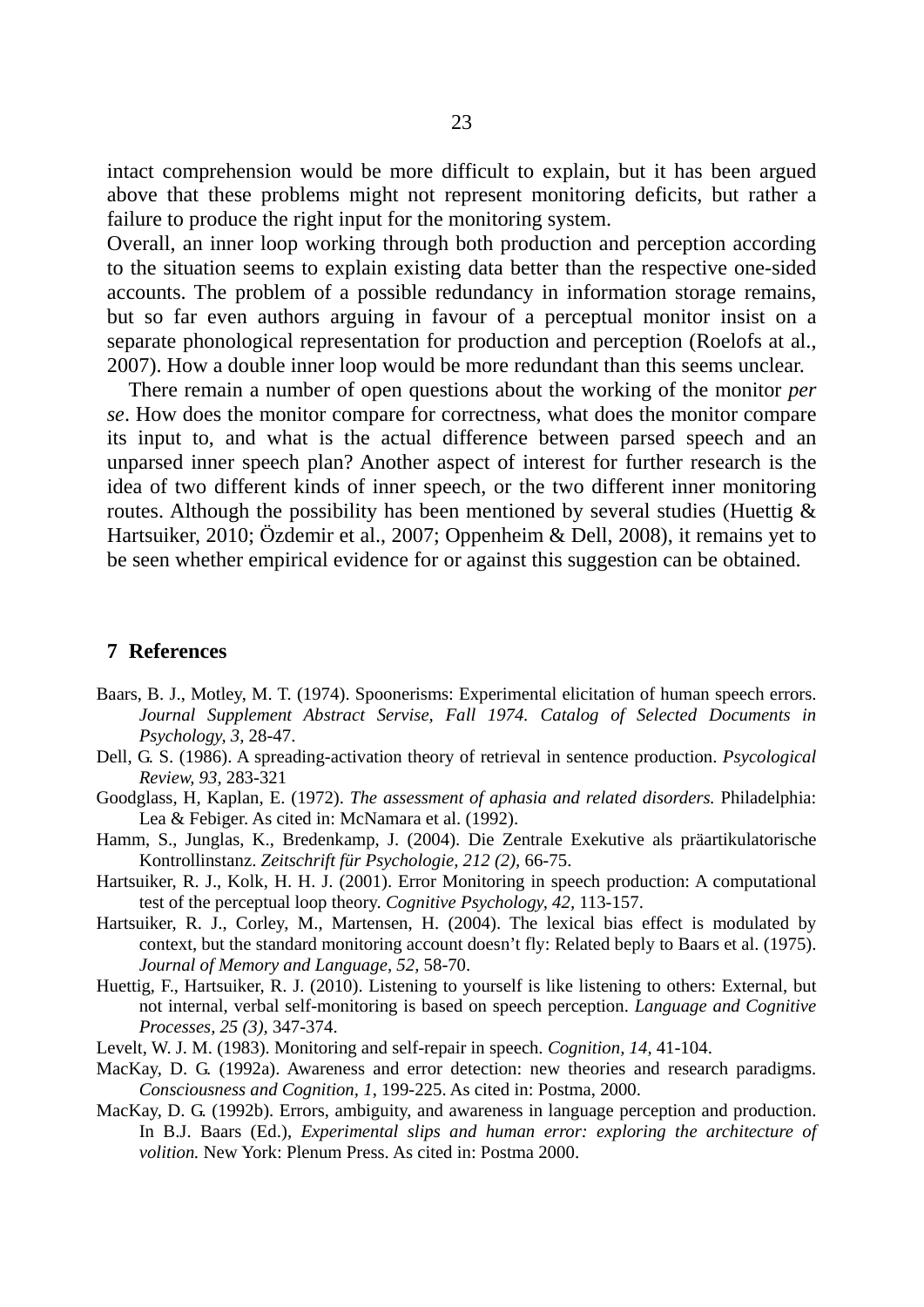intact comprehension would be more difficult to explain, but it has been argued above that these problems might not represent monitoring deficits, but rather a failure to produce the right input for the monitoring system.

Overall, an inner loop working through both production and perception according to the situation seems to explain existing data better than the respective one-sided accounts. The problem of a possible redundancy in information storage remains, but so far even authors arguing in favour of a perceptual monitor insist on a separate phonological representation for production and perception (Roelofs at al., 2007). How a double inner loop would be more redundant than this seems unclear.

There remain a number of open questions about the working of the monitor *per se*. How does the monitor compare for correctness, what does the monitor compare its input to, and what is the actual difference between parsed speech and an unparsed inner speech plan? Another aspect of interest for further research is the idea of two different kinds of inner speech, or the two different inner monitoring routes. Although the possibility has been mentioned by several studies (Huettig & Hartsuiker, 2010; Özdemir et al., 2007; Oppenheim & Dell, 2008), it remains yet to be seen whether empirical evidence for or against this suggestion can be obtained.

## 7 References

Baars, B. J., Motley, M. T. (1974). Spoonerisms: Experimental elicitation of human speech errors. *Journal Supplement Abstract Servise, Fall 1974. Catalog of Selected Documents in Psychology, 3*, 28-47.

Dell, G. S. (1986). A spreading-activation theory of retrieval in sentence production. *Psycological Review, 93,* 283-321

Goodglass, H, Kaplan, E. (1972). *The assessment of aphasia and related disorders.* Philadelphia: Lea & Febiger. As cited in: McNamara et al. (1992).

Hamm, S., Junglas, K., Bredenkamp, J. (2004). Die Zentrale Exekutive als präartikulatorische Kontrollinstanz. *Zeitschrift für Psychologie, 212 (2),* 66-75.

Hartsuiker, R. J., Kolk, H. H. J. (2001). Error Monitoring in speech production: A computational test of the perceptual loop theory. *Cognitive Psychology, 42,* 113-157.

Hartsuiker, R. J., Corley, M., Martensen, H. (2004). The lexical bias effect is modulated by context, but the standard monitoring account doesn't fly: Related beply to Baars et al. (1975). *Journal of Memory and Language, 52,* 58-70.

Huettig, F., Hartsuiker, R. J. (2010). Listening to yourself is like listening to others: External, but not internal, verbal self-monitoring is based on speech perception. *Language and Cognitive Processes, 25 (3),* 347-374.

Levelt, W. J. M. (1983). Monitoring and self-repair in speech. *Cognition, 14,* 41-104.

MacKay, D. G. (1992a). Awareness and error detection: new theories and research paradigms. *Consciousness and Cognition, 1*, 199-225. As cited in: Postma, 2000.

MacKay, D. G. (1992b). Errors, ambiguity, and awareness in language perception and production. In B.J. Baars (Ed.), *Experimental slips and human error: exploring the architecture of volition.* New York: Plenum Press. As cited in: Postma 2000.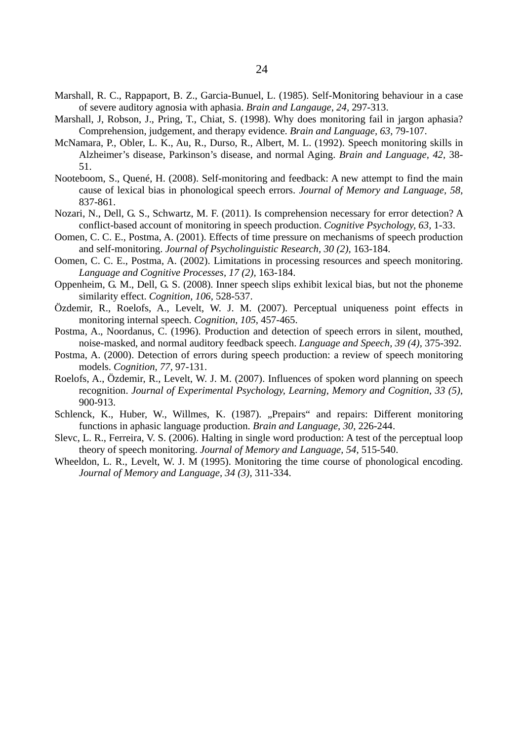Marshall, R. C., Rappaport, B. Z., Garcia-Bunuel, L. (1985). Self-Monitoring behaviour in a case of severe auditory agnosia with aphasia. *Brain and Langauge, 24,* 297-313.

Marshall, J, Robson, J., Pring, T., Chiat, S. (1998). Why does monitoring fail in jargon aphasia? Comprehension, judgement, and therapy evidence. *Brain and Language, 63,* 79-107.

McNamara, P., Obler, L. K., Au, R., Durso, R., Albert, M. L. (1992). Speech monitoring skills in Alzheimer's disease, Parkinson's disease, and normal Aging. *Brain and Language, 42,* 38-51.

Nooteboom, S., Quené, H. (2008). Self-monitoring and feedback: A new attempt to find the main cause of lexical bias in phonological speech errors. *Journal of Memory and Language, 58,* 837-861.

Nozari, N., Dell, G. S., Schwartz, M. F. (2011). Is comprehension necessary for error detection? A conflict-based account of monitoring in speech production. *Cognitive Psychology, 63,* 1-33.

Oomen, C. C. E., Postma, A. (2001). Effects of time pressure on mechanisms of speech production and self-monitoring. *Journal of Psycholinguistic Research, 30 (2),* 163-184.

Oomen, C. C. E., Postma, A. (2002). Limitations in processing resources and speech monitoring. *Language and Cognitive Processes, 17 (2),* 163-184.

Oppenheim, G. M., Dell, G. S. (2008). Inner speech slips exhibit lexical bias, but not the phoneme similarity effect. *Cognition, 106,* 528-537.

Özdemir, R., Roelofs, A., Levelt, W. J. M. (2007). Perceptual uniqueness point effects in monitoring internal speech. *Cognition, 105,* 457-465.

Postma, A., Noordanus, C. (1996). Production and detection of speech errors in silent, mouthed, noise-masked, and normal auditory feedback speech. *Language and Speech, 39 (4),* 375-392.

Postma, A. (2000). Detection of errors during speech production: a review of speech monitoring models. *Cognition, 77,* 97-131.

Roelofs, A., Özdemir, R., Levelt, W. J. M. (2007). Influences of spoken word planning on speech recognition. *Journal of Experimental Psychology, Learning, Memory and Cognition, 33 (5),* 900-913.

Schlenck, K., Huber, W., Willmes, K. (1987). „Prepairs" and repairs: Different monitoring functions in aphasic language production. *Brain and Language, 30,* 226-244.

Slevc, L. R., Ferreira, V. S. (2006). Halting in single word production: A test of the perceptual loop theory of speech monitoring. *Journal of Memory and Language, 54,* 515-540.

Wheeldon, L. R., Levelt, W. J. M (1995). Monitoring the time course of phonological encoding. *Journal of Memory and Language, 34 (3),* 311-334.